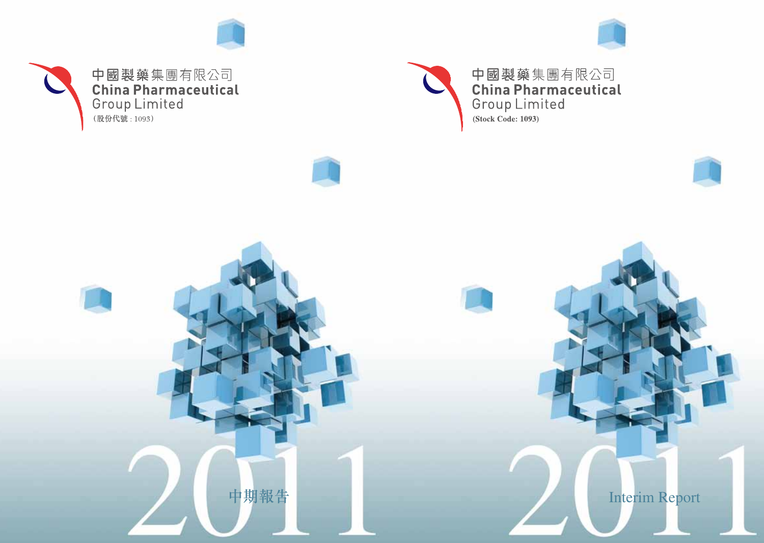中國製藥集團有限公司

# China Pharmaceutical Group Limited

（股份代號 : 1093）

2011

中期報告

中國製藥集團有限公司

# China Pharmaceutical Group Limited

(Stock Code: 1093)

2011

Interim Report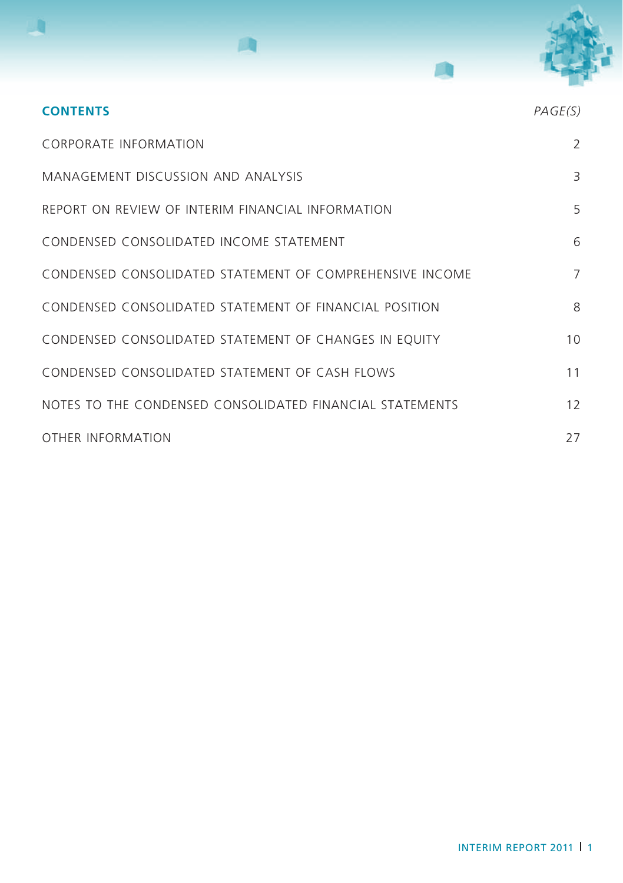## CONTENTS

| CONTENTS | PAGE(S) |
|---|---|
| CORPORATE INFORMATION | 2 |
| MANAGEMENT DISCUSSION AND ANALYSIS | 3 |
| REPORT ON REVIEW OF INTERIM FINANCIAL INFORMATION | 5 |
| CONDENSED CONSOLIDATED INCOME STATEMENT | 6 |
| CONDENSED CONSOLIDATED STATEMENT OF COMPREHENSIVE INCOME | 7 |
| CONDENSED CONSOLIDATED STATEMENT OF FINANCIAL POSITION | 8 |
| CONDENSED CONSOLIDATED STATEMENT OF CHANGES IN EQUITY | 10 |
| CONDENSED CONSOLIDATED STATEMENT OF CASH FLOWS | 11 |
| NOTES TO THE CONDENSED CONSOLIDATED FINANCIAL STATEMENTS | 12 |
| OTHER INFORMATION | 27 |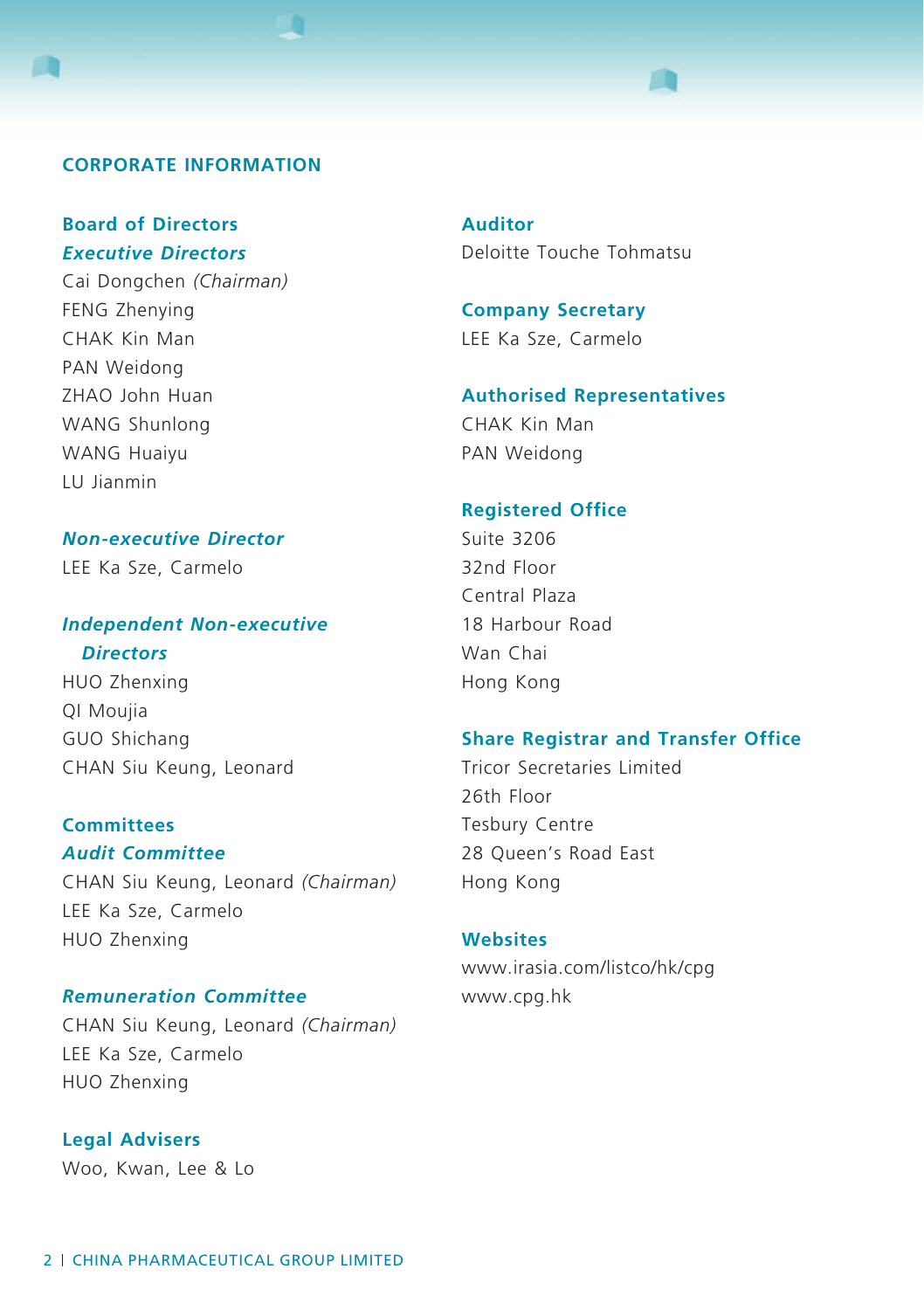# CORPORATE INFORMATION

## Board of Directors

### *Executive Directors*

Cai Dongchen *(Chairman)*
FENG Zhenying
CHAK Kin Man
PAN Weidong
ZHAO John Huan
WANG Shunlong
WANG Huaiyu
LU Jianmin

### *Non-executive Director*

LEE Ka Sze, Carmelo

### *Independent Non-executive Directors*

HUO Zhenxing
QI Moujia
GUO Shichang
CHAN Siu Keung, Leonard

## Committees

### *Audit Committee*

CHAN Siu Keung, Leonard *(Chairman)*
LEE Ka Sze, Carmelo
HUO Zhenxing

### *Remuneration Committee*

CHAN Siu Keung, Leonard *(Chairman)*
LEE Ka Sze, Carmelo
HUO Zhenxing

## Legal Advisers

Woo, Kwan, Lee & Lo

## Auditor

Deloitte Touche Tohmatsu

## Company Secretary

LEE Ka Sze, Carmelo

## Authorised Representatives

CHAK Kin Man
PAN Weidong

## Registered Office

Suite 3206
32nd Floor
Central Plaza
18 Harbour Road
Wan Chai
Hong Kong

## Share Registrar and Transfer Office

Tricor Secretaries Limited
26th Floor
Tesbury Centre
28 Queen's Road East
Hong Kong

## Websites

www.irasia.com/listco/hk/cpg
www.cpg.hk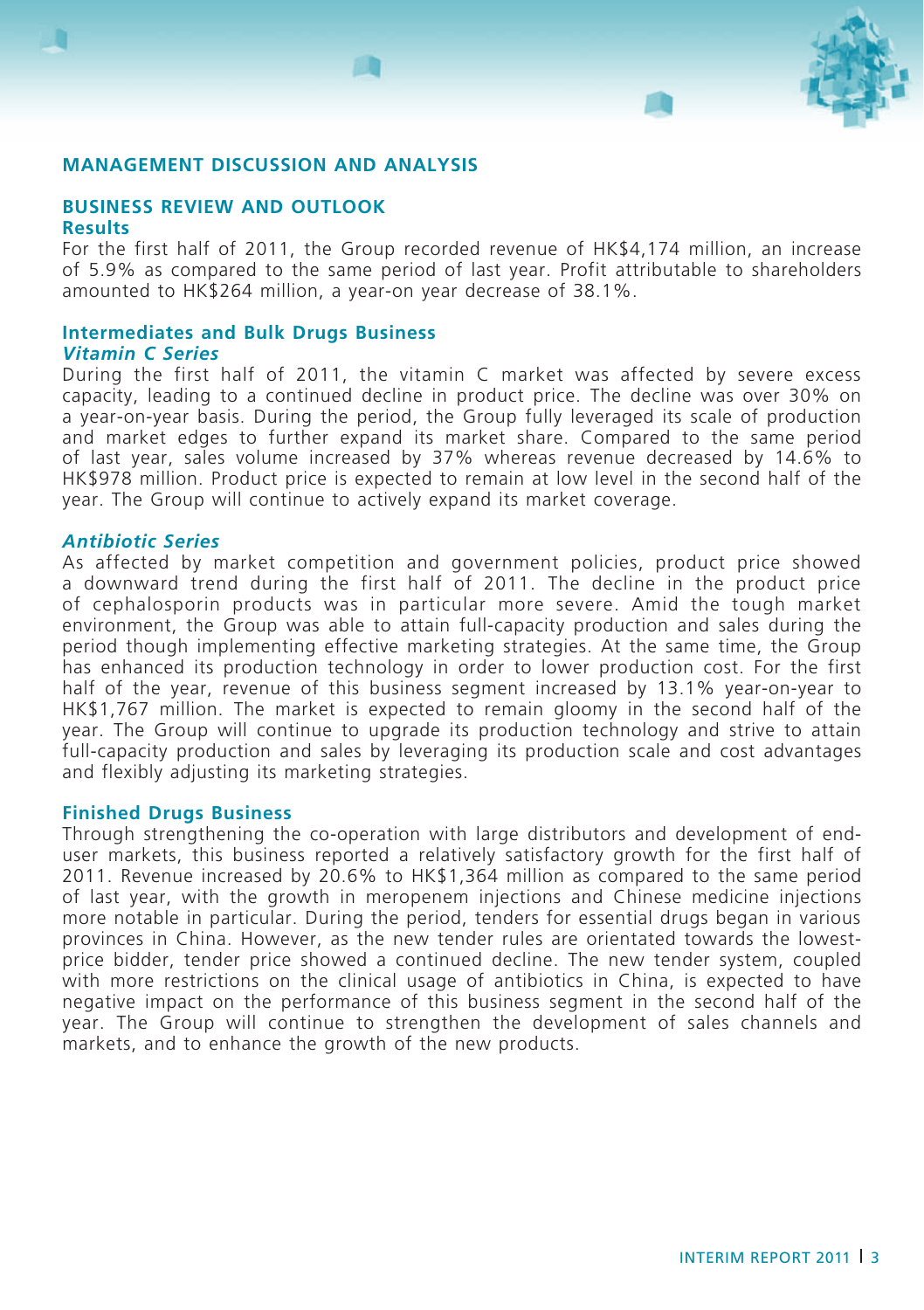# MANAGEMENT DISCUSSION AND ANALYSIS

## BUSINESS REVIEW AND OUTLOOK

### Results

For the first half of 2011, the Group recorded revenue of HK$4,174 million, an increase of 5.9% as compared to the same period of last year. Profit attributable to shareholders amounted to HK$264 million, a year-on year decrease of 38.1%.

### Intermediates and Bulk Drugs Business

#### *Vitamin C Series*

During the first half of 2011, the vitamin C market was affected by severe excess capacity, leading to a continued decline in product price. The decline was over 30% on a year-on-year basis. During the period, the Group fully leveraged its scale of production and market edges to further expand its market share. Compared to the same period of last year, sales volume increased by 37% whereas revenue decreased by 14.6% to HK$978 million. Product price is expected to remain at low level in the second half of the year. The Group will continue to actively expand its market coverage.

#### *Antibiotic Series*

As affected by market competition and government policies, product price showed a downward trend during the first half of 2011. The decline in the product price of cephalosporin products was in particular more severe. Amid the tough market environment, the Group was able to attain full-capacity production and sales during the period though implementing effective marketing strategies. At the same time, the Group has enhanced its production technology in order to lower production cost. For the first half of the year, revenue of this business segment increased by 13.1% year-on-year to HK$1,767 million. The market is expected to remain gloomy in the second half of the year. The Group will continue to upgrade its production technology and strive to attain full-capacity production and sales by leveraging its production scale and cost advantages and flexibly adjusting its marketing strategies.

### Finished Drugs Business

Through strengthening the co-operation with large distributors and development of end-user markets, this business reported a relatively satisfactory growth for the first half of 2011. Revenue increased by 20.6% to HK$1,364 million as compared to the same period of last year, with the growth in meropenem injections and Chinese medicine injections more notable in particular. During the period, tenders for essential drugs began in various provinces in China. However, as the new tender rules are orientated towards the lowest-price bidder, tender price showed a continued decline. The new tender system, coupled with more restrictions on the clinical usage of antibiotics in China, is expected to have negative impact on the performance of this business segment in the second half of the year. The Group will continue to strengthen the development of sales channels and markets, and to enhance the growth of the new products.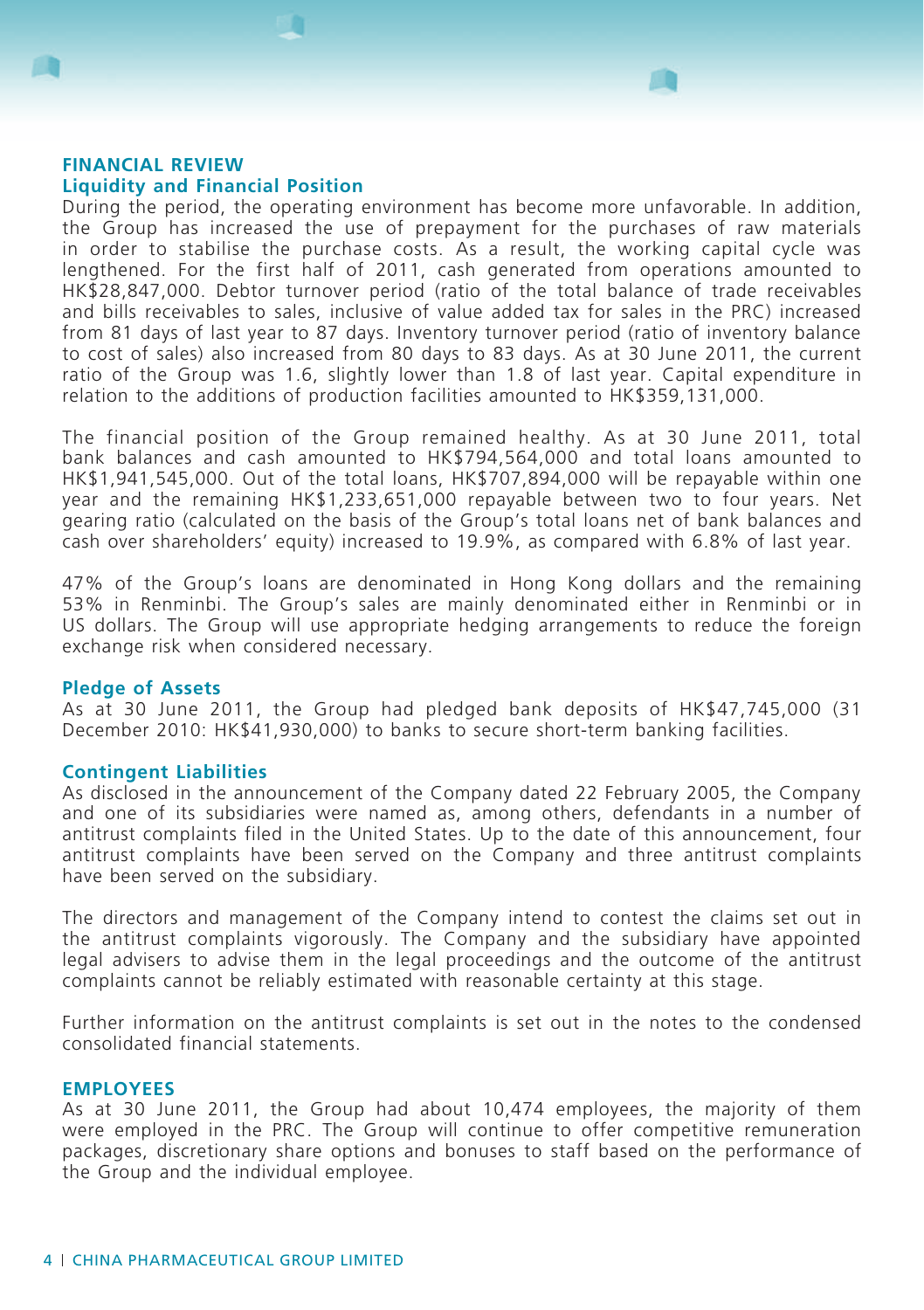## FINANCIAL REVIEW

### Liquidity and Financial Position

During the period, the operating environment has become more unfavorable. In addition, the Group has increased the use of prepayment for the purchases of raw materials in order to stabilise the purchase costs. As a result, the working capital cycle was lengthened. For the first half of 2011, cash generated from operations amounted to HK$28,847,000. Debtor turnover period (ratio of the total balance of trade receivables and bills receivables to sales, inclusive of value added tax for sales in the PRC) increased from 81 days of last year to 87 days. Inventory turnover period (ratio of inventory balance to cost of sales) also increased from 80 days to 83 days. As at 30 June 2011, the current ratio of the Group was 1.6, slightly lower than 1.8 of last year. Capital expenditure in relation to the additions of production facilities amounted to HK$359,131,000.

The financial position of the Group remained healthy. As at 30 June 2011, total bank balances and cash amounted to HK$794,564,000 and total loans amounted to HK$1,941,545,000. Out of the total loans, HK$707,894,000 will be repayable within one year and the remaining HK$1,233,651,000 repayable between two to four years. Net gearing ratio (calculated on the basis of the Group's total loans net of bank balances and cash over shareholders' equity) increased to 19.9%, as compared with 6.8% of last year.

47% of the Group's loans are denominated in Hong Kong dollars and the remaining 53% in Renminbi. The Group's sales are mainly denominated either in Renminbi or in US dollars. The Group will use appropriate hedging arrangements to reduce the foreign exchange risk when considered necessary.

### Pledge of Assets

As at 30 June 2011, the Group had pledged bank deposits of HK$47,745,000 (31 December 2010: HK$41,930,000) to banks to secure short-term banking facilities.

### Contingent Liabilities

As disclosed in the announcement of the Company dated 22 February 2005, the Company and one of its subsidiaries were named as, among others, defendants in a number of antitrust complaints filed in the United States. Up to the date of this announcement, four antitrust complaints have been served on the Company and three antitrust complaints have been served on the subsidiary.

The directors and management of the Company intend to contest the claims set out in the antitrust complaints vigorously. The Company and the subsidiary have appointed legal advisers to advise them in the legal proceedings and the outcome of the antitrust complaints cannot be reliably estimated with reasonable certainty at this stage.

Further information on the antitrust complaints is set out in the notes to the condensed consolidated financial statements.

## EMPLOYEES

As at 30 June 2011, the Group had about 10,474 employees, the majority of them were employed in the PRC. The Group will continue to offer competitive remuneration packages, discretionary share options and bonuses to staff based on the performance of the Group and the individual employee.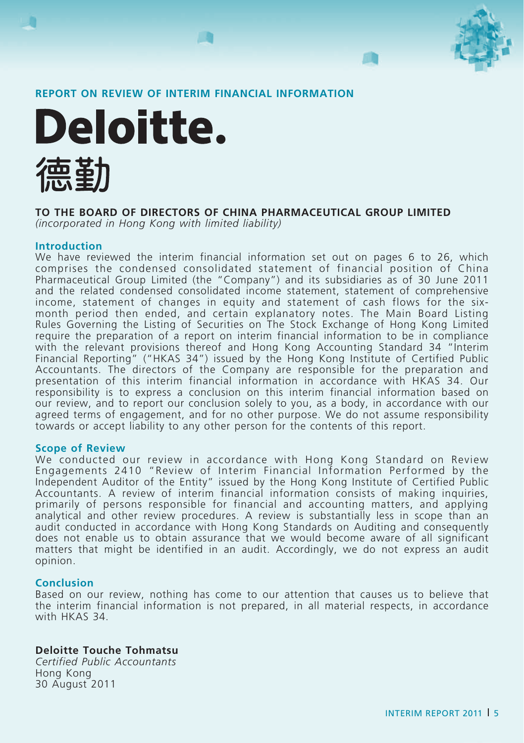## REPORT ON REVIEW OF INTERIM FINANCIAL INFORMATION

# Deloitte.
# 德勤

**TO THE BOARD OF DIRECTORS OF CHINA PHARMACEUTICAL GROUP LIMITED**
*(incorporated in Hong Kong with limited liability)*

### Introduction

We have reviewed the interim financial information set out on pages 6 to 26, which comprises the condensed consolidated statement of financial position of China Pharmaceutical Group Limited (the "Company") and its subsidiaries as of 30 June 2011 and the related condensed consolidated income statement, statement of comprehensive income, statement of changes in equity and statement of cash flows for the six-month period then ended, and certain explanatory notes. The Main Board Listing Rules Governing the Listing of Securities on The Stock Exchange of Hong Kong Limited require the preparation of a report on interim financial information to be in compliance with the relevant provisions thereof and Hong Kong Accounting Standard 34 "Interim Financial Reporting" ("HKAS 34") issued by the Hong Kong Institute of Certified Public Accountants. The directors of the Company are responsible for the preparation and presentation of this interim financial information in accordance with HKAS 34. Our responsibility is to express a conclusion on this interim financial information based on our review, and to report our conclusion solely to you, as a body, in accordance with our agreed terms of engagement, and for no other purpose. We do not assume responsibility towards or accept liability to any other person for the contents of this report.

### Scope of Review

We conducted our review in accordance with Hong Kong Standard on Review Engagements 2410 "Review of Interim Financial Information Performed by the Independent Auditor of the Entity" issued by the Hong Kong Institute of Certified Public Accountants. A review of interim financial information consists of making inquiries, primarily of persons responsible for financial and accounting matters, and applying analytical and other review procedures. A review is substantially less in scope than an audit conducted in accordance with Hong Kong Standards on Auditing and consequently does not enable us to obtain assurance that we would become aware of all significant matters that might be identified in an audit. Accordingly, we do not express an audit opinion.

### Conclusion

Based on our review, nothing has come to our attention that causes us to believe that the interim financial information is not prepared, in all material respects, in accordance with HKAS 34.

**Deloitte Touche Tohmatsu**
*Certified Public Accountants*
Hong Kong
30 August 2011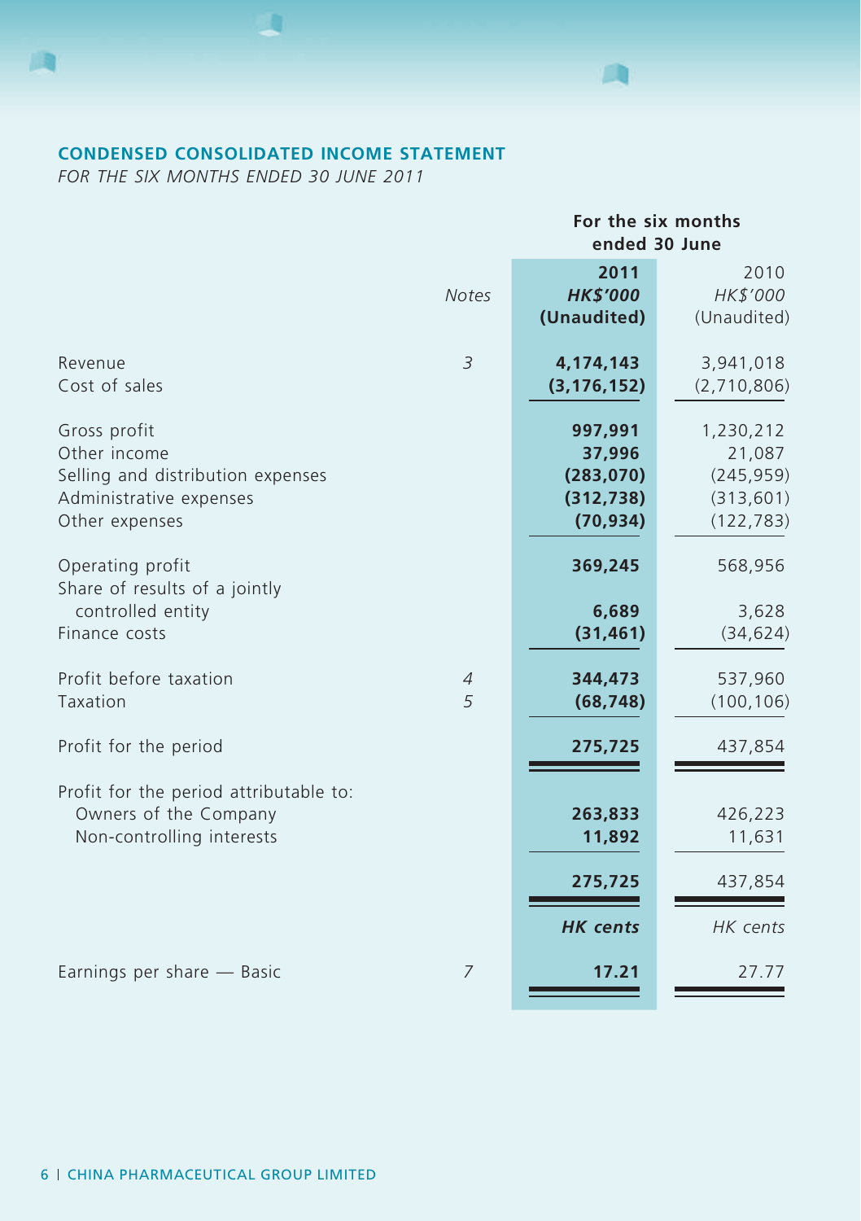## CONDENSED CONSOLIDATED INCOME STATEMENT

*FOR THE SIX MONTHS ENDED 30 JUNE 2011*

| | | For the six months ended 30 June | |
|---|---|---|---|
| | *Notes* | **2011** | 2010 |
| | | ***HK$'000*** | *HK$'000* |
| | | **(Unaudited)** | (Unaudited) |
| Revenue | *3* | **4,174,143** | 3,941,018 |
| Cost of sales | | **(3,176,152)** | (2,710,806) |
| Gross profit | | **997,991** | 1,230,212 |
| Other income | | **37,996** | 21,087 |
| Selling and distribution expenses | | **(283,070)** | (245,959) |
| Administrative expenses | | **(312,738)** | (313,601) |
| Other expenses | | **(70,934)** | (122,783) |
| Operating profit | | **369,245** | 568,956 |
| Share of results of a jointly controlled entity | | **6,689** | 3,628 |
| Finance costs | | **(31,461)** | (34,624) |
| Profit before taxation | *4* | **344,473** | 537,960 |
| Taxation | *5* | **(68,748)** | (100,106) |
| Profit for the period | | **275,725** | 437,854 |
| Profit for the period attributable to: | | | |
| Owners of the Company | | **263,833** | 426,223 |
| Non-controlling interests | | **11,892** | 11,631 |
| | | **275,725** | 437,854 |
| | | ***HK cents*** | *HK cents* |
| Earnings per share — Basic | *7* | **17.21** | 27.77 |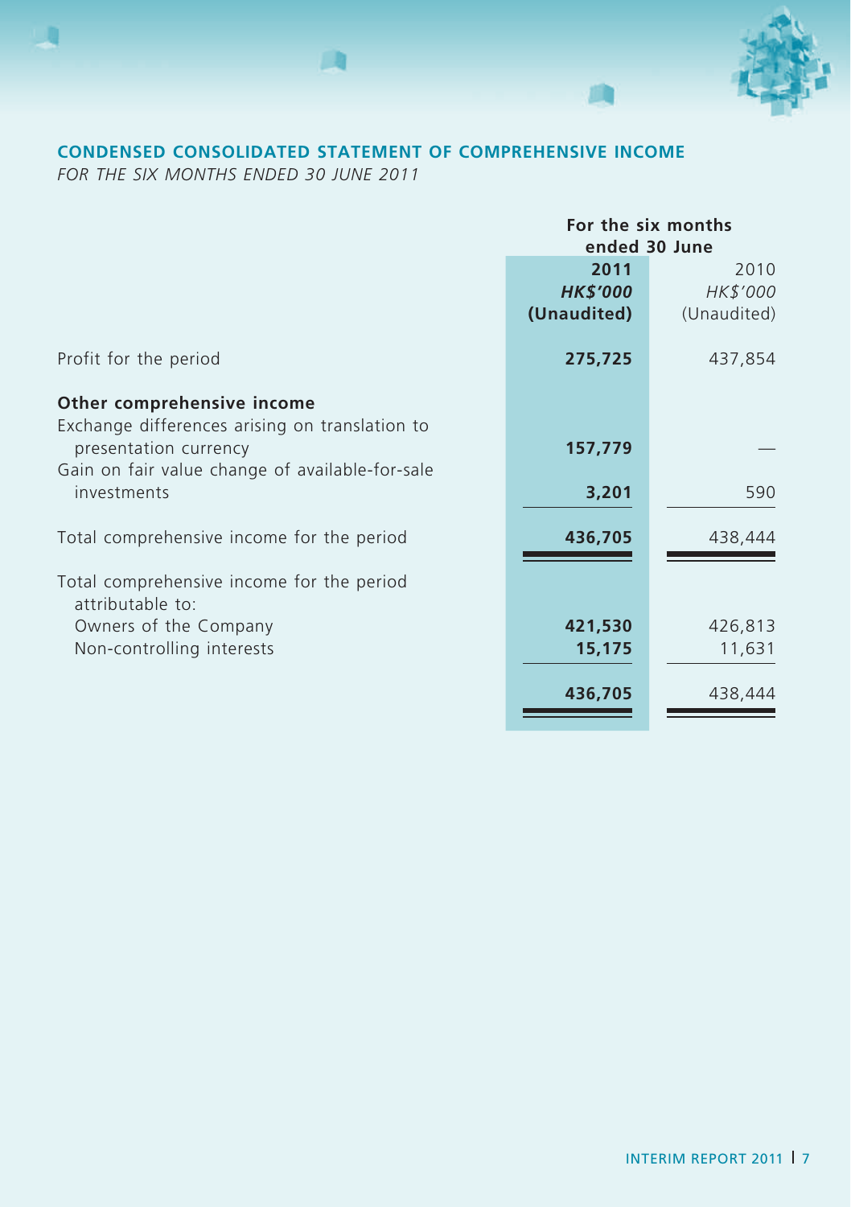## CONDENSED CONSOLIDATED STATEMENT OF COMPREHENSIVE INCOME

*FOR THE SIX MONTHS ENDED 30 JUNE 2011*

| | For the six months ended 30 June | |
|---|---|---|
| | **2011** | 2010 |
| | ***HK$'000*** | *HK$'000* |
| | **(Unaudited)** | (Unaudited) |
| Profit for the period | **275,725** | 437,854 |
| **Other comprehensive income** | | |
| Exchange differences arising on translation to presentation currency | **157,779** | — |
| Gain on fair value change of available-for-sale investments | **3,201** | 590 |
| Total comprehensive income for the period | **436,705** | 438,444 |
| Total comprehensive income for the period attributable to: | | |
| Owners of the Company | **421,530** | 426,813 |
| Non-controlling interests | **15,175** | 11,631 |
| | **436,705** | 438,444 |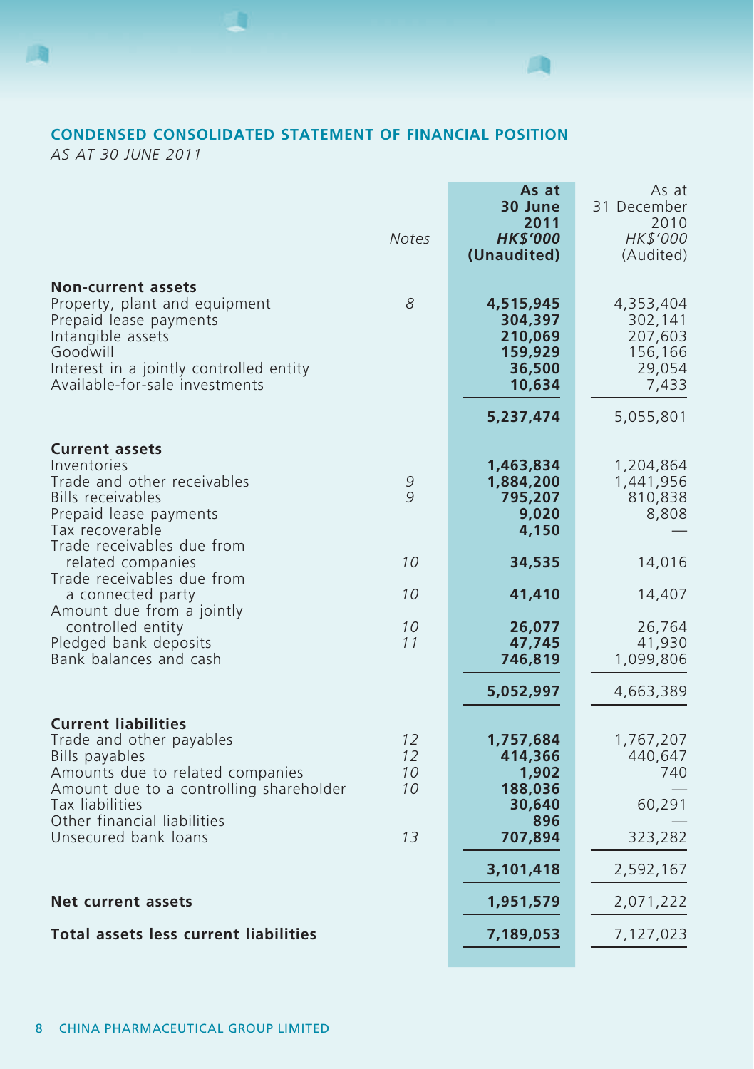## CONDENSED CONSOLIDATED STATEMENT OF FINANCIAL POSITION

*AS AT 30 JUNE 2011*

| | Notes | As at 30 June 2011 HK$'000 (Unaudited) | As at 31 December 2010 HK$'000 (Audited) |
|---|---|---|---|
| **Non-current assets** | | | |
| Property, plant and equipment | 8 | **4,515,945** | 4,353,404 |
| Prepaid lease payments | | **304,397** | 302,141 |
| Intangible assets | | **210,069** | 207,603 |
| Goodwill | | **159,929** | 156,166 |
| Interest in a jointly controlled entity | | **36,500** | 29,054 |
| Available-for-sale investments | | **10,634** | 7,433 |
| | | **5,237,474** | 5,055,801 |
| **Current assets** | | | |
| Inventories | | **1,463,834** | 1,204,864 |
| Trade and other receivables | 9 | **1,884,200** | 1,441,956 |
| Bills receivables | 9 | **795,207** | 810,838 |
| Prepaid lease payments | | **9,020** | 8,808 |
| Tax recoverable | | **4,150** | — |
| Trade receivables due from related companies | 10 | **34,535** | 14,016 |
| Trade receivables due from a connected party | 10 | **41,410** | 14,407 |
| Amount due from a jointly controlled entity | 10 | **26,077** | 26,764 |
| Pledged bank deposits | 11 | **47,745** | 41,930 |
| Bank balances and cash | | **746,819** | 1,099,806 |
| | | **5,052,997** | 4,663,389 |
| **Current liabilities** | | | |
| Trade and other payables | 12 | **1,757,684** | 1,767,207 |
| Bills payables | 12 | **414,366** | 440,647 |
| Amounts due to related companies | 10 | **1,902** | 740 |
| Amount due to a controlling shareholder | 10 | **188,036** | — |
| Tax liabilities | | **30,640** | 60,291 |
| Other financial liabilities | | **896** | — |
| Unsecured bank loans | 13 | **707,894** | 323,282 |
| | | **3,101,418** | 2,592,167 |
| **Net current assets** | | **1,951,579** | 2,071,222 |
| **Total assets less current liabilities** | | **7,189,053** | 7,127,023 |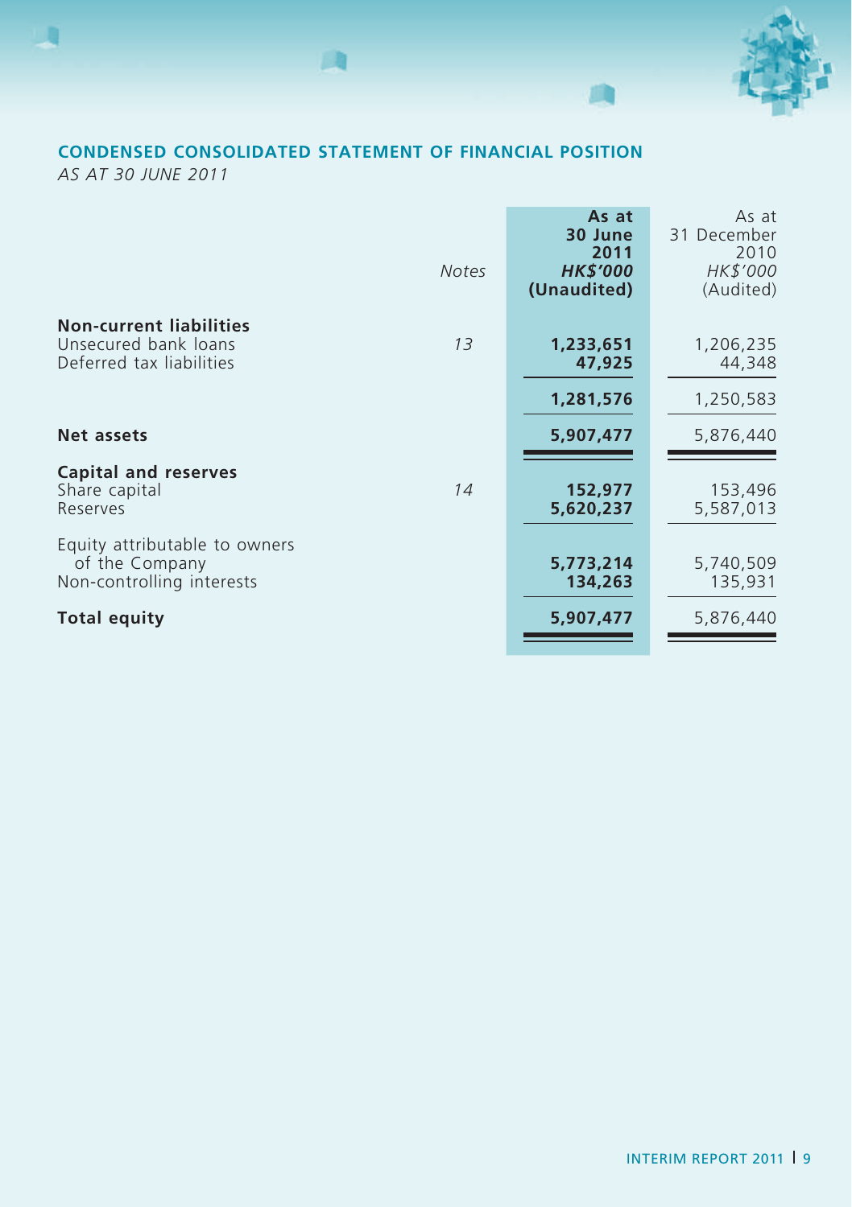## CONDENSED CONSOLIDATED STATEMENT OF FINANCIAL POSITION

*AS AT 30 JUNE 2011*

| | Notes | As at 30 June 2011 HK$'000 (Unaudited) | As at 31 December 2010 HK$'000 (Audited) |
|---|---|---|---|
| **Non-current liabilities** | | | |
| Unsecured bank loans | 13 | **1,233,651** | 1,206,235 |
| Deferred tax liabilities | | **47,925** | 44,348 |
| | | **1,281,576** | 1,250,583 |
| **Net assets** | | **5,907,477** | 5,876,440 |
| **Capital and reserves** | | | |
| Share capital | 14 | **152,977** | 153,496 |
| Reserves | | **5,620,237** | 5,587,013 |
| Equity attributable to owners of the Company | | **5,773,214** | 5,740,509 |
| Non-controlling interests | | **134,263** | 135,931 |
| **Total equity** | | **5,907,477** | 5,876,440 |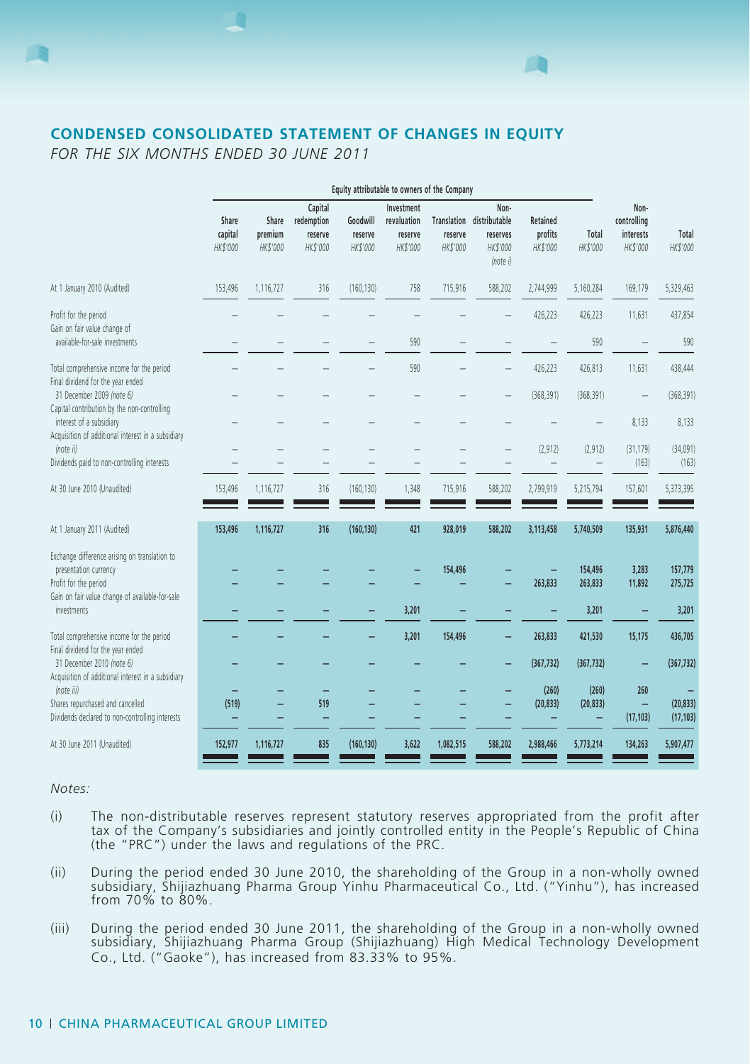## CONDENSED CONSOLIDATED STATEMENT OF CHANGES IN EQUITY

*FOR THE SIX MONTHS ENDED 30 JUNE 2011*

| | Equity attributable to owners of the Company | | | | | | | | | | |
|---|---|---|---|---|---|---|---|---|---|---|---|
| | Share capital HK$'000 | Share premium HK$'000 | Capital redemption reserve HK$'000 | Goodwill reserve HK$'000 | Investment revaluation reserve HK$'000 | Translation reserve HK$'000 | Non-distributable reserves HK$'000 (note i) | Retained profits HK$'000 | Total HK$'000 | Non-controlling interests HK$'000 | Total HK$'000 |
| At 1 January 2010 (Audited) | 153,496 | 1,116,727 | 316 | (160,130) | 758 | 715,916 | 588,202 | 2,744,999 | 5,160,284 | 169,179 | 5,329,463 |
| Profit for the period | – | – | – | – | – | – | – | 426,223 | 426,223 | 11,631 | 437,854 |
| Gain on fair value change of available-for-sale investments | – | – | – | – | 590 | – | – | – | 590 | – | 590 |
| Total comprehensive income for the period | – | – | – | – | 590 | – | – | 426,223 | 426,813 | 11,631 | 438,444 |
| Final dividend for the year ended 31 December 2009 *(note 6)* | – | – | – | – | – | – | – | (368,391) | (368,391) | – | (368,391) |
| Capital contribution by the non-controlling interest of a subsidiary | – | – | – | – | – | – | – | – | – | 8,133 | 8,133 |
| Acquisition of additional interest in a subsidiary *(note ii)* | – | – | – | – | – | – | – | (2,912) | (2,912) | (31,179) | (34,091) |
| Dividends paid to non-controlling interests | – | – | – | – | – | – | – | – | – | (163) | (163) |
| At 30 June 2010 (Unaudited) | 153,496 | 1,116,727 | 316 | (160,130) | 1,348 | 715,916 | 588,202 | 2,799,919 | 5,215,794 | 157,601 | 5,373,395 |
| **At 1 January 2011 (Audited)** | **153,496** | **1,116,727** | **316** | **(160,130)** | **421** | **928,019** | **588,202** | **3,113,458** | **5,740,509** | **135,931** | **5,876,440** |
| Exchange difference arising on translation to presentation currency | **–** | **–** | **–** | **–** | **–** | **154,496** | **–** | **–** | **154,496** | **3,283** | **157,779** |
| Profit for the period | **–** | **–** | **–** | **–** | **–** | **–** | **–** | **263,833** | **263,833** | **11,892** | **275,725** |
| Gain on fair value change of available-for-sale investments | **–** | **–** | **–** | **–** | **3,201** | **–** | **–** | **–** | **3,201** | **–** | **3,201** |
| Total comprehensive income for the period | **–** | **–** | **–** | **–** | **3,201** | **154,496** | **–** | **263,833** | **421,530** | **15,175** | **436,705** |
| Final dividend for the year ended 31 December 2010 *(note 6)* | **–** | **–** | **–** | **–** | **–** | **–** | **–** | **(367,732)** | **(367,732)** | **–** | **(367,732)** |
| Acquisition of additional interest in a subsidiary *(note iii)* | **–** | **–** | **–** | **–** | **–** | **–** | **–** | **(260)** | **(260)** | **260** | **–** |
| Shares repurchased and cancelled | **(519)** | **–** | **519** | **–** | **–** | **–** | **–** | **(20,833)** | **(20,833)** | **–** | **(20,833)** |
| Dividends declared to non-controlling interests | **–** | **–** | **–** | **–** | **–** | **–** | **–** | **–** | **–** | **(17,103)** | **(17,103)** |
| **At 30 June 2011 (Unaudited)** | **152,977** | **1,116,727** | **835** | **(160,130)** | **3,622** | **1,082,515** | **588,202** | **2,988,466** | **5,773,214** | **134,263** | **5,907,477** |

*Notes:*

(i) The non-distributable reserves represent statutory reserves appropriated from the profit after tax of the Company's subsidiaries and jointly controlled entity in the People's Republic of China (the "PRC") under the laws and regulations of the PRC.

(ii) During the period ended 30 June 2010, the shareholding of the Group in a non-wholly owned subsidiary, Shijiazhuang Pharma Group Yinhu Pharmaceutical Co., Ltd. ("Yinhu"), has increased from 70% to 80%.

(iii) During the period ended 30 June 2011, the shareholding of the Group in a non-wholly owned subsidiary, Shijiazhuang Pharma Group (Shijiazhuang) High Medical Technology Development Co., Ltd. ("Gaoke"), has increased from 83.33% to 95%.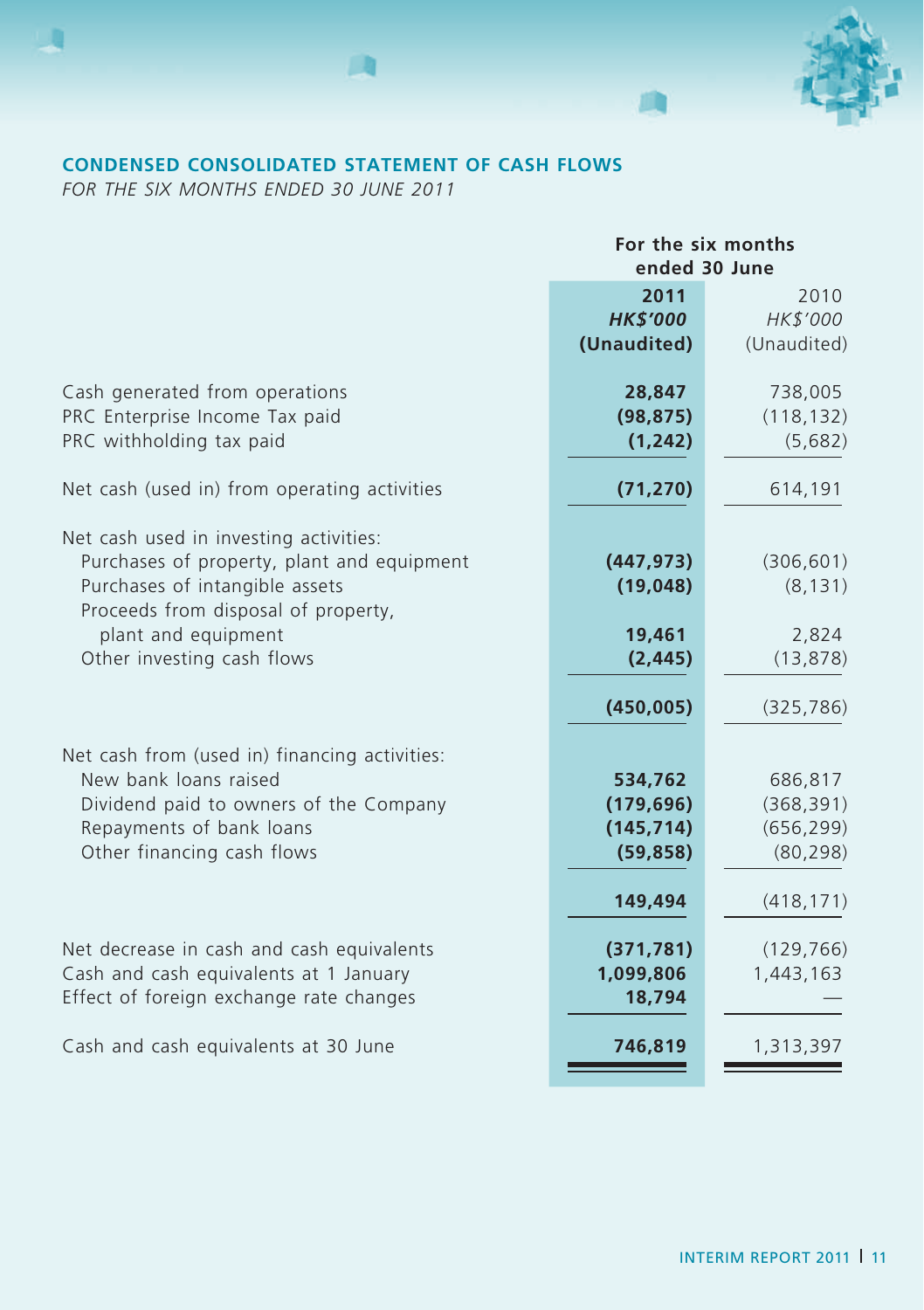## CONDENSED CONSOLIDATED STATEMENT OF CASH FLOWS

*FOR THE SIX MONTHS ENDED 30 JUNE 2011*

| | For the six months ended 30 June | |
|---|---|---|
| | **2011** | 2010 |
| | ***HK$'000*** | *HK$'000* |
| | **(Unaudited)** | (Unaudited) |
| Cash generated from operations | **28,847** | 738,005 |
| PRC Enterprise Income Tax paid | **(98,875)** | (118,132) |
| PRC withholding tax paid | **(1,242)** | (5,682) |
| Net cash (used in) from operating activities | **(71,270)** | 614,191 |
| Net cash used in investing activities: | | |
| Purchases of property, plant and equipment | **(447,973)** | (306,601) |
| Purchases of intangible assets | **(19,048)** | (8,131) |
| Proceeds from disposal of property, plant and equipment | **19,461** | 2,824 |
| Other investing cash flows | **(2,445)** | (13,878) |
| | **(450,005)** | (325,786) |
| Net cash from (used in) financing activities: | | |
| New bank loans raised | **534,762** | 686,817 |
| Dividend paid to owners of the Company | **(179,696)** | (368,391) |
| Repayments of bank loans | **(145,714)** | (656,299) |
| Other financing cash flows | **(59,858)** | (80,298) |
| | **149,494** | (418,171) |
| Net decrease in cash and cash equivalents | **(371,781)** | (129,766) |
| Cash and cash equivalents at 1 January | **1,099,806** | 1,443,163 |
| Effect of foreign exchange rate changes | **18,794** | — |
| Cash and cash equivalents at 30 June | **746,819** | 1,313,397 |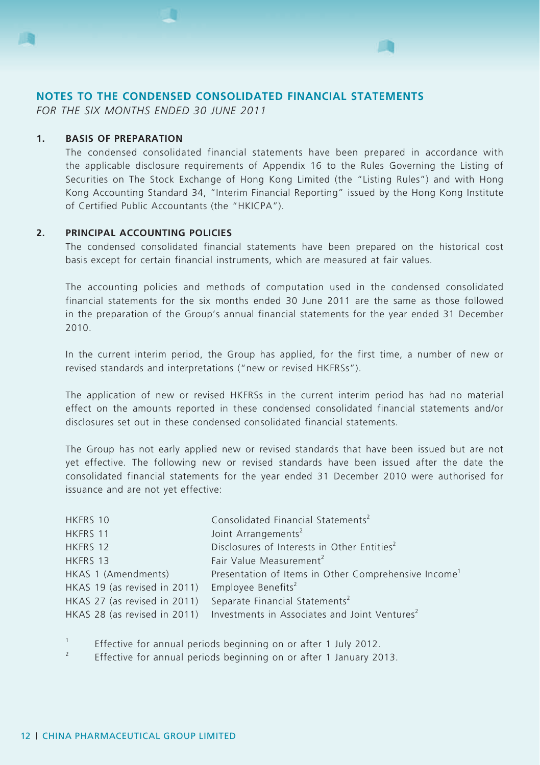## NOTES TO THE CONDENSED CONSOLIDATED FINANCIAL STATEMENTS

*FOR THE SIX MONTHS ENDED 30 JUNE 2011*

### 1. BASIS OF PREPARATION

The condensed consolidated financial statements have been prepared in accordance with the applicable disclosure requirements of Appendix 16 to the Rules Governing the Listing of Securities on The Stock Exchange of Hong Kong Limited (the "Listing Rules") and with Hong Kong Accounting Standard 34, "Interim Financial Reporting" issued by the Hong Kong Institute of Certified Public Accountants (the "HKICPA").

### 2. PRINCIPAL ACCOUNTING POLICIES

The condensed consolidated financial statements have been prepared on the historical cost basis except for certain financial instruments, which are measured at fair values.

The accounting policies and methods of computation used in the condensed consolidated financial statements for the six months ended 30 June 2011 are the same as those followed in the preparation of the Group's annual financial statements for the year ended 31 December 2010.

In the current interim period, the Group has applied, for the first time, a number of new or revised standards and interpretations ("new or revised HKFRSs").

The application of new or revised HKFRSs in the current interim period has had no material effect on the amounts reported in these condensed consolidated financial statements and/or disclosures set out in these condensed consolidated financial statements.

The Group has not early applied new or revised standards that have been issued but are not yet effective. The following new or revised standards have been issued after the date the consolidated financial statements for the year ended 31 December 2010 were authorised for issuance and are not yet effective:

| | |
|---|---|
| HKFRS 10 | Consolidated Financial Statements[2] |
| HKFRS 11 | Joint Arrangements[2] |
| HKFRS 12 | Disclosures of Interests in Other Entities[2] |
| HKFRS 13 | Fair Value Measurement[2] |
| HKAS 1 (Amendments) | Presentation of Items in Other Comprehensive Income[1] |
| HKAS 19 (as revised in 2011) | Employee Benefits[2] |
| HKAS 27 (as revised in 2011) | Separate Financial Statements[2] |
| HKAS 28 (as revised in 2011) | Investments in Associates and Joint Ventures[2] |

[1] Effective for annual periods beginning on or after 1 July 2012.

[2] Effective for annual periods beginning on or after 1 January 2013.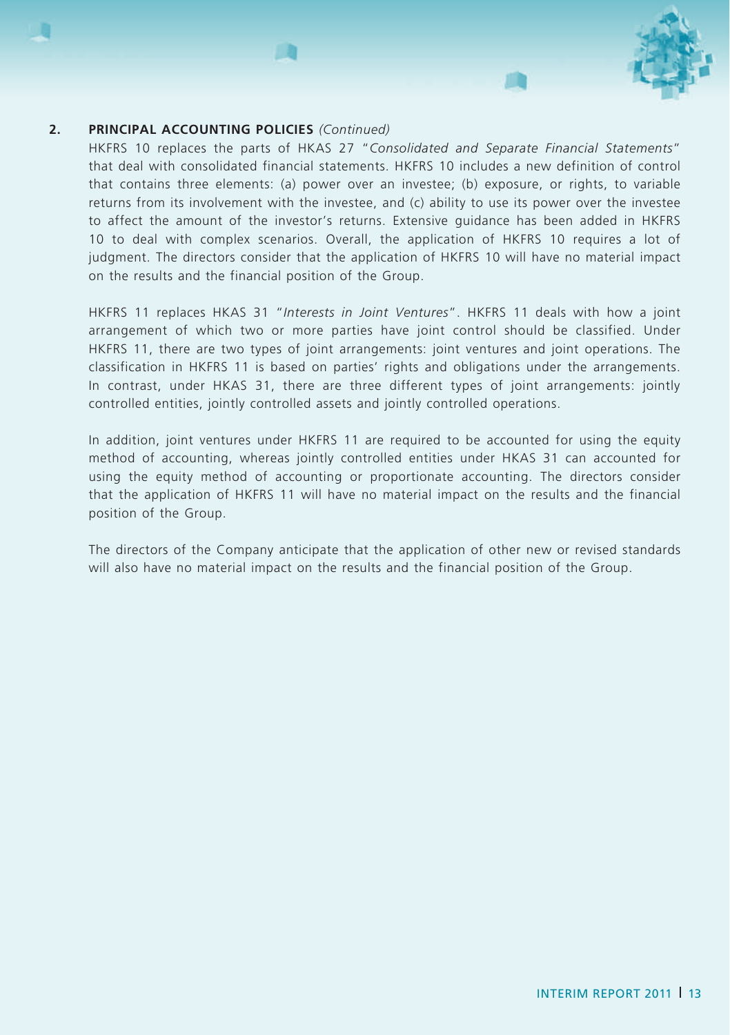## 2. PRINCIPAL ACCOUNTING POLICIES *(Continued)*

HKFRS 10 replaces the parts of HKAS 27 "*Consolidated and Separate Financial Statements*" that deal with consolidated financial statements. HKFRS 10 includes a new definition of control that contains three elements: (a) power over an investee; (b) exposure, or rights, to variable returns from its involvement with the investee, and (c) ability to use its power over the investee to affect the amount of the investor's returns. Extensive guidance has been added in HKFRS 10 to deal with complex scenarios. Overall, the application of HKFRS 10 requires a lot of judgment. The directors consider that the application of HKFRS 10 will have no material impact on the results and the financial position of the Group.

HKFRS 11 replaces HKAS 31 "*Interests in Joint Ventures*". HKFRS 11 deals with how a joint arrangement of which two or more parties have joint control should be classified. Under HKFRS 11, there are two types of joint arrangements: joint ventures and joint operations. The classification in HKFRS 11 is based on parties' rights and obligations under the arrangements. In contrast, under HKAS 31, there are three different types of joint arrangements: jointly controlled entities, jointly controlled assets and jointly controlled operations.

In addition, joint ventures under HKFRS 11 are required to be accounted for using the equity method of accounting, whereas jointly controlled entities under HKAS 31 can accounted for using the equity method of accounting or proportionate accounting. The directors consider that the application of HKFRS 11 will have no material impact on the results and the financial position of the Group.

The directors of the Company anticipate that the application of other new or revised standards will also have no material impact on the results and the financial position of the Group.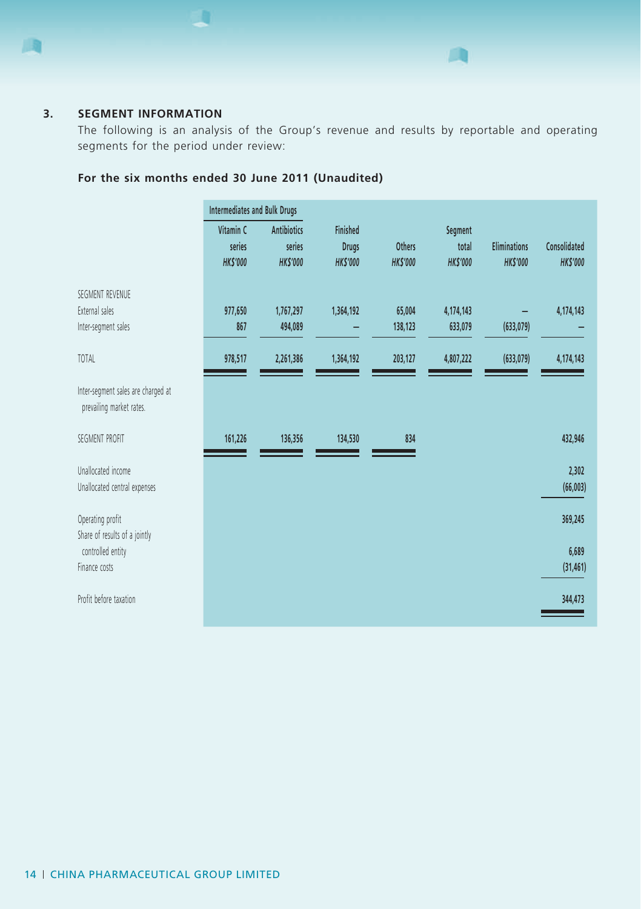### 3. SEGMENT INFORMATION

The following is an analysis of the Group's revenue and results by reportable and operating segments for the period under review:

**For the six months ended 30 June 2011 (Unaudited)**

| | Intermediates and Bulk Drugs | | | | | | |
|---|---|---|---|---|---|---|---|
| | Vitamin C series HK$'000 | Antibiotics series HK$'000 | Finished Drugs HK$'000 | Others HK$'000 | Segment total HK$'000 | Eliminations HK$'000 | Consolidated HK$'000 |
| SEGMENT REVENUE | | | | | | | |
| External sales | 977,650 | 1,767,297 | 1,364,192 | 65,004 | 4,174,143 | – | 4,174,143 |
| Inter-segment sales | 867 | 494,089 | – | 138,123 | 633,079 | (633,079) | – |
| TOTAL | 978,517 | 2,261,386 | 1,364,192 | 203,127 | 4,807,222 | (633,079) | 4,174,143 |
| Inter-segment sales are charged at prevailing market rates. | | | | | | | |
| SEGMENT PROFIT | 161,226 | 136,356 | 134,530 | 834 | | | 432,946 |
| Unallocated income | | | | | | | 2,302 |
| Unallocated central expenses | | | | | | | (66,003) |
| Operating profit | | | | | | | 369,245 |
| Share of results of a jointly controlled entity | | | | | | | 6,689 |
| Finance costs | | | | | | | (31,461) |
| Profit before taxation | | | | | | | 344,473 |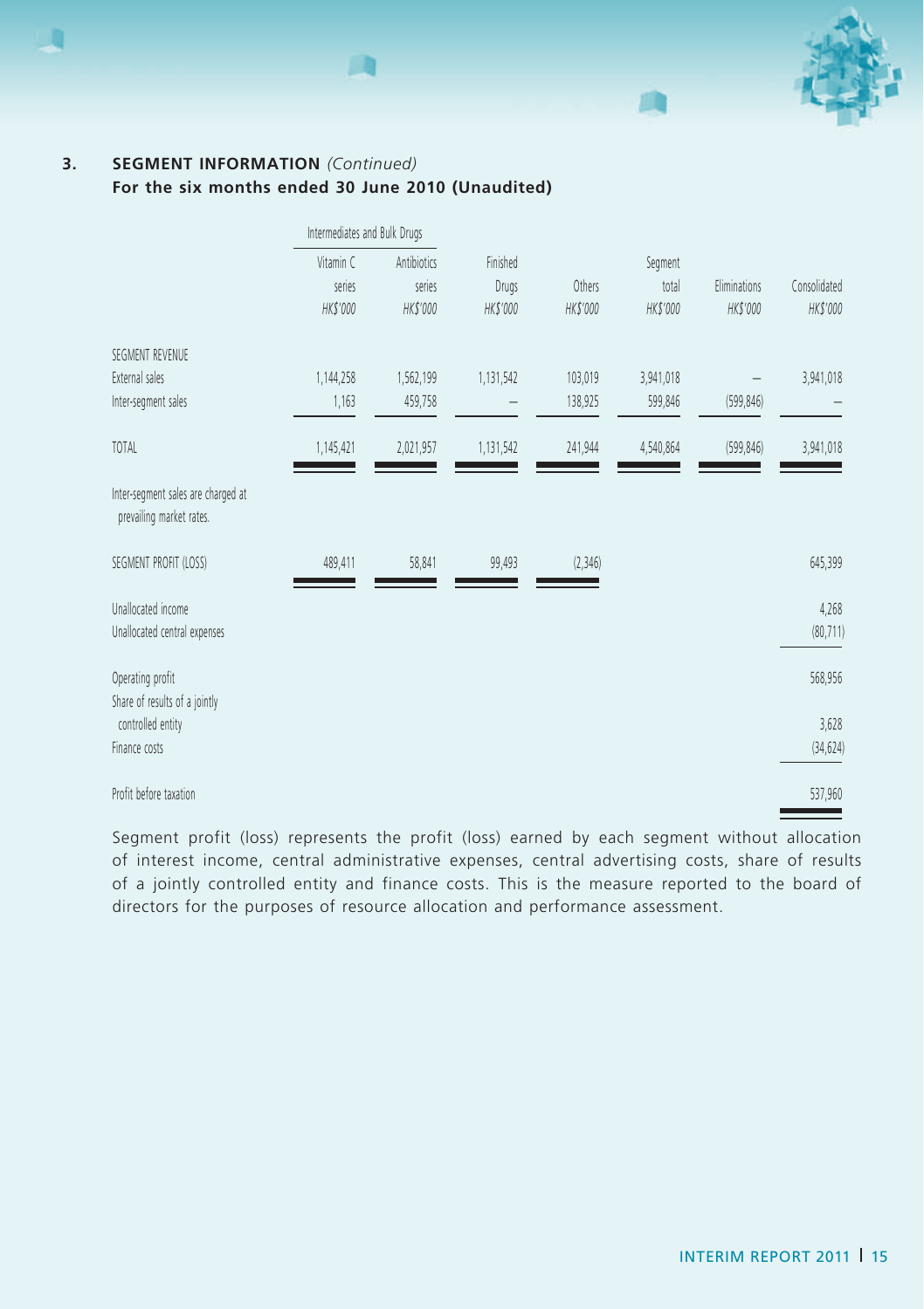## 3. SEGMENT INFORMATION *(Continued)*

**For the six months ended 30 June 2010 (Unaudited)**

| | Intermediates and Bulk Drugs | | | | | | |
|---|---|---|---|---|---|---|---|
| | Vitamin C series | Antibiotics series | Finished Drugs | Others | Segment total | Eliminations | Consolidated |
| | *HK$'000* | *HK$'000* | *HK$'000* | *HK$'000* | *HK$'000* | *HK$'000* | *HK$'000* |
| SEGMENT REVENUE | | | | | | | |
| External sales | 1,144,258 | 1,562,199 | 1,131,542 | 103,019 | 3,941,018 | – | 3,941,018 |
| Inter-segment sales | 1,163 | 459,758 | – | 138,925 | 599,846 | (599,846) | – |
| TOTAL | 1,145,421 | 2,021,957 | 1,131,542 | 241,944 | 4,540,864 | (599,846) | 3,941,018 |
| Inter-segment sales are charged at prevailing market rates. | | | | | | | |
| SEGMENT PROFIT (LOSS) | 489,411 | 58,841 | 99,493 | (2,346) | | | 645,399 |
| Unallocated income | | | | | | | 4,268 |
| Unallocated central expenses | | | | | | | (80,711) |
| Operating profit | | | | | | | 568,956 |
| Share of results of a jointly controlled entity | | | | | | | 3,628 |
| Finance costs | | | | | | | (34,624) |
| Profit before taxation | | | | | | | 537,960 |

Segment profit (loss) represents the profit (loss) earned by each segment without allocation of interest income, central administrative expenses, central advertising costs, share of results of a jointly controlled entity and finance costs. This is the measure reported to the board of directors for the purposes of resource allocation and performance assessment.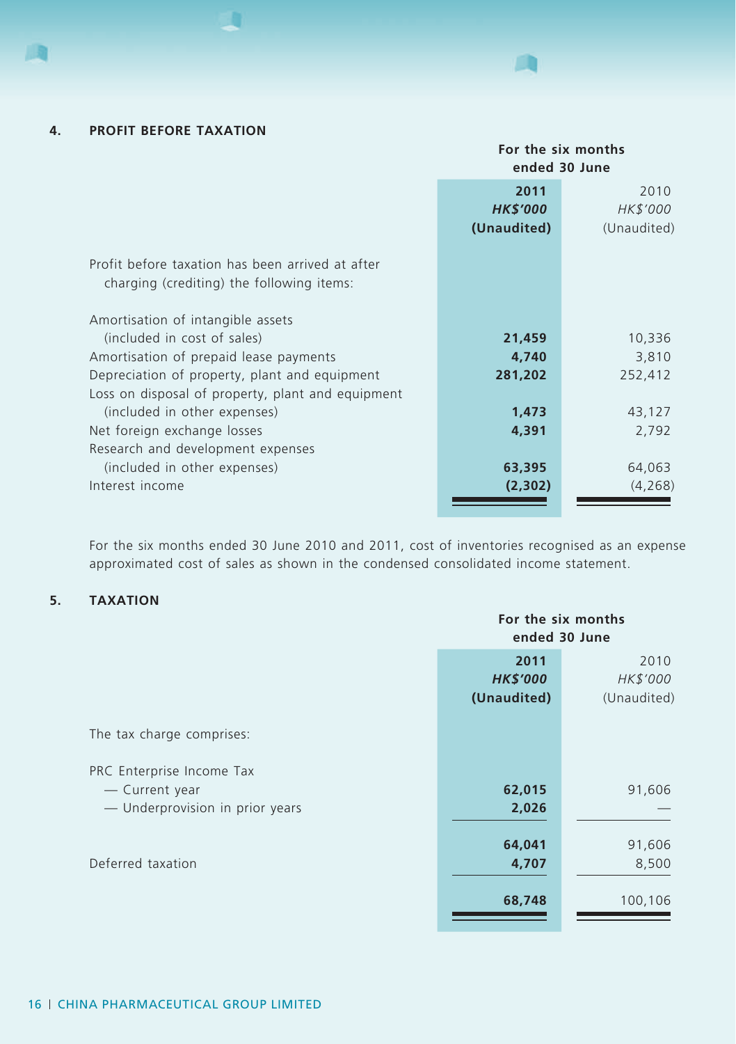## 4. PROFIT BEFORE TAXATION

| | For the six months ended 30 June | |
|---|---|---|
| | **2011** | 2010 |
| | ***HK$'000*** | *HK$'000* |
| | **(Unaudited)** | (Unaudited) |
| Profit before taxation has been arrived at after charging (crediting) the following items: | | |
| Amortisation of intangible assets (included in cost of sales) | **21,459** | 10,336 |
| Amortisation of prepaid lease payments | **4,740** | 3,810 |
| Depreciation of property, plant and equipment | **281,202** | 252,412 |
| Loss on disposal of property, plant and equipment (included in other expenses) | **1,473** | 43,127 |
| Net foreign exchange losses | **4,391** | 2,792 |
| Research and development expenses (included in other expenses) | **63,395** | 64,063 |
| Interest income | **(2,302)** | (4,268) |

For the six months ended 30 June 2010 and 2011, cost of inventories recognised as an expense approximated cost of sales as shown in the condensed consolidated income statement.

## 5. TAXATION

| | For the six months ended 30 June | |
|---|---|---|
| | **2011** | 2010 |
| | ***HK$'000*** | *HK$'000* |
| | **(Unaudited)** | (Unaudited) |
| The tax charge comprises: | | |
| PRC Enterprise Income Tax | | |
| — Current year | **62,015** | 91,606 |
| — Underprovision in prior years | **2,026** | — |
| | **64,041** | 91,606 |
| Deferred taxation | **4,707** | 8,500 |
| | **68,748** | 100,106 |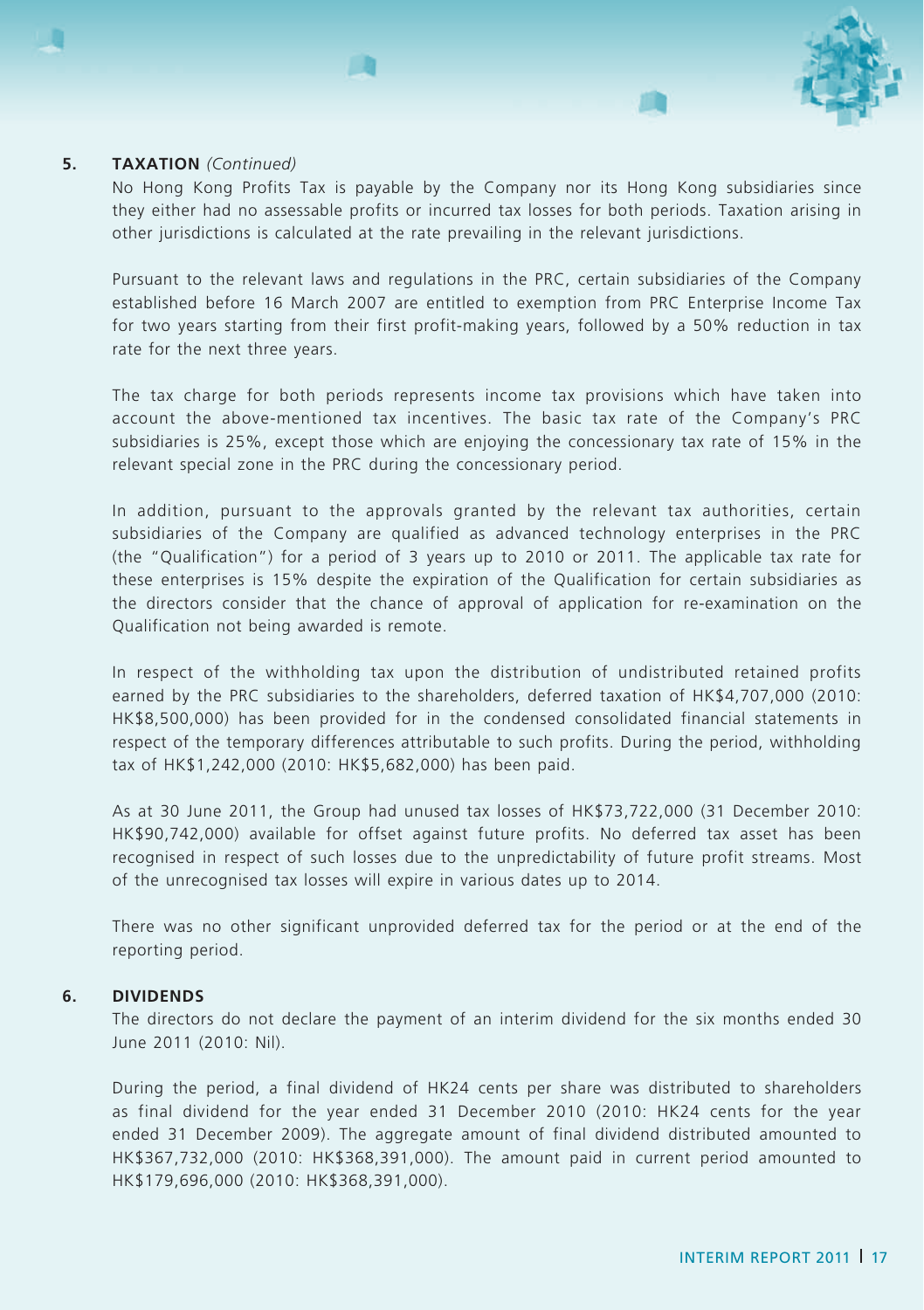### 5. TAXATION *(Continued)*

No Hong Kong Profits Tax is payable by the Company nor its Hong Kong subsidiaries since they either had no assessable profits or incurred tax losses for both periods. Taxation arising in other jurisdictions is calculated at the rate prevailing in the relevant jurisdictions.

Pursuant to the relevant laws and regulations in the PRC, certain subsidiaries of the Company established before 16 March 2007 are entitled to exemption from PRC Enterprise Income Tax for two years starting from their first profit-making years, followed by a 50% reduction in tax rate for the next three years.

The tax charge for both periods represents income tax provisions which have taken into account the above-mentioned tax incentives. The basic tax rate of the Company's PRC subsidiaries is 25%, except those which are enjoying the concessionary tax rate of 15% in the relevant special zone in the PRC during the concessionary period.

In addition, pursuant to the approvals granted by the relevant tax authorities, certain subsidiaries of the Company are qualified as advanced technology enterprises in the PRC (the "Qualification") for a period of 3 years up to 2010 or 2011. The applicable tax rate for these enterprises is 15% despite the expiration of the Qualification for certain subsidiaries as the directors consider that the chance of approval of application for re-examination on the Qualification not being awarded is remote.

In respect of the withholding tax upon the distribution of undistributed retained profits earned by the PRC subsidiaries to the shareholders, deferred taxation of HK$4,707,000 (2010: HK$8,500,000) has been provided for in the condensed consolidated financial statements in respect of the temporary differences attributable to such profits. During the period, withholding tax of HK$1,242,000 (2010: HK$5,682,000) has been paid.

As at 30 June 2011, the Group had unused tax losses of HK$73,722,000 (31 December 2010: HK$90,742,000) available for offset against future profits. No deferred tax asset has been recognised in respect of such losses due to the unpredictability of future profit streams. Most of the unrecognised tax losses will expire in various dates up to 2014.

There was no other significant unprovided deferred tax for the period or at the end of the reporting period.

### 6. DIVIDENDS

The directors do not declare the payment of an interim dividend for the six months ended 30 June 2011 (2010: Nil).

During the period, a final dividend of HK24 cents per share was distributed to shareholders as final dividend for the year ended 31 December 2010 (2010: HK24 cents for the year ended 31 December 2009). The aggregate amount of final dividend distributed amounted to HK$367,732,000 (2010: HK$368,391,000). The amount paid in current period amounted to HK$179,696,000 (2010: HK$368,391,000).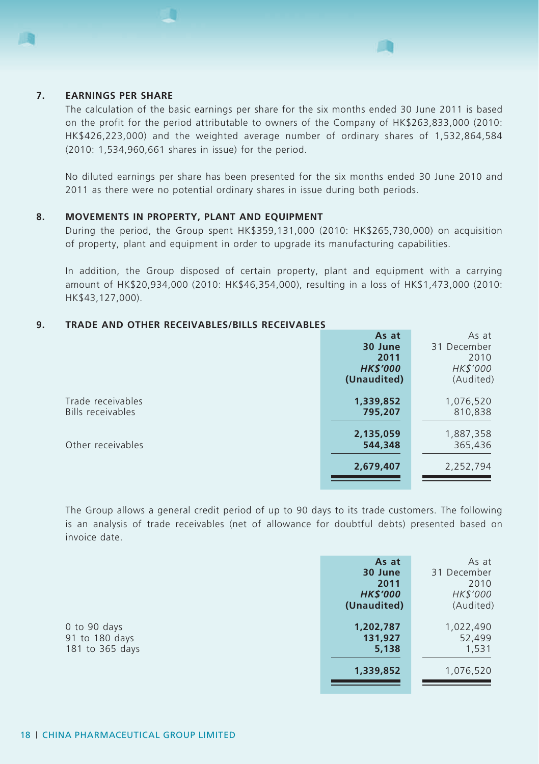## 7. EARNINGS PER SHARE

The calculation of the basic earnings per share for the six months ended 30 June 2011 is based on the profit for the period attributable to owners of the Company of HK$263,833,000 (2010: HK$426,223,000) and the weighted average number of ordinary shares of 1,532,864,584 (2010: 1,534,960,661 shares in issue) for the period.

No diluted earnings per share has been presented for the six months ended 30 June 2010 and 2011 as there were no potential ordinary shares in issue during both periods.

## 8. MOVEMENTS IN PROPERTY, PLANT AND EQUIPMENT

During the period, the Group spent HK$359,131,000 (2010: HK$265,730,000) on acquisition of property, plant and equipment in order to upgrade its manufacturing capabilities.

In addition, the Group disposed of certain property, plant and equipment with a carrying amount of HK$20,934,000 (2010: HK$46,354,000), resulting in a loss of HK$1,473,000 (2010: HK$43,127,000).

## 9. TRADE AND OTHER RECEIVABLES/BILLS RECEIVABLES

| | **As at 30 June 2011** ***HK$'000*** **(Unaudited)** | As at 31 December 2010 *HK$'000* (Audited) |
|---|---|---|
| Trade receivables | **1,339,852** | 1,076,520 |
| Bills receivables | **795,207** | 810,838 |
| | **2,135,059** | 1,887,358 |
| Other receivables | **544,348** | 365,436 |
| | **2,679,407** | 2,252,794 |

The Group allows a general credit period of up to 90 days to its trade customers. The following is an analysis of trade receivables (net of allowance for doubtful debts) presented based on invoice date.

| | **As at 30 June 2011** ***HK$'000*** **(Unaudited)** | As at 31 December 2010 *HK$'000* (Audited) |
|---|---|---|
| 0 to 90 days | **1,202,787** | 1,022,490 |
| 91 to 180 days | **131,927** | 52,499 |
| 181 to 365 days | **5,138** | 1,531 |
| | **1,339,852** | 1,076,520 |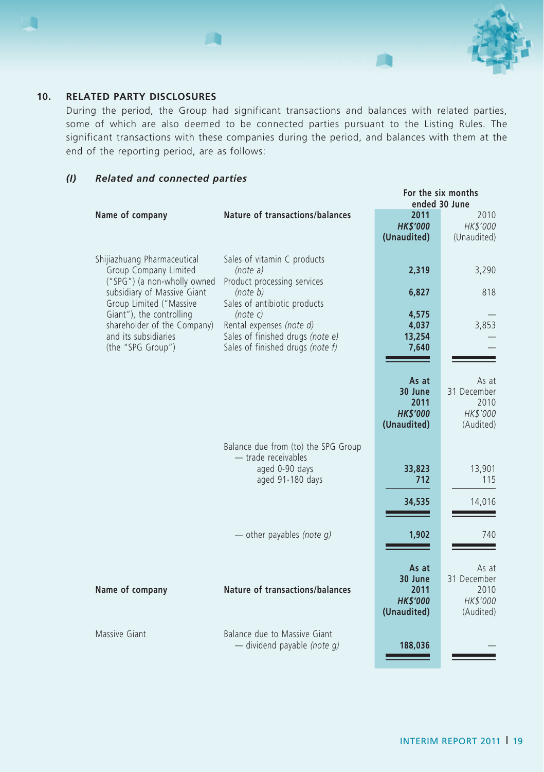## 10. RELATED PARTY DISCLOSURES

During the period, the Group had significant transactions and balances with related parties, some of which are also deemed to be connected parties pursuant to the Listing Rules. The significant transactions with these companies during the period, and balances with them at the end of the reporting period, are as follows:

### *(I) Related and connected parties*

| Name of company | Nature of transactions/balances | For the six months ended 30 June 2011 HK$'000 (Unaudited) | For the six months ended 30 June 2010 HK$'000 (Unaudited) |
|---|---|---|---|
| Shijiazhuang Pharmaceutical Group Company Limited ("SPG") (a non-wholly owned subsidiary of Massive Giant Group Limited ("Massive Giant"), the controlling shareholder of the Company) and its subsidiaries (the "SPG Group") | Sales of vitamin C products *(note a)* | **2,319** | 3,290 |
| | Product processing services *(note b)* | **6,827** | 818 |
| | Sales of antibiotic products *(note c)* | **4,575** | — |
| | Rental expenses *(note d)* | **4,037** | 3,853 |
| | Sales of finished drugs *(note e)* | **13,254** | — |
| | Sales of finished drugs *(note f)* | **7,640** | — |

| | | As at 30 June 2011 HK$'000 (Unaudited) | As at 31 December 2010 HK$'000 (Audited) |
|---|---|---|---|
| | Balance due from (to) the SPG Group | | |
| | — trade receivables | | |
| | aged 0-90 days | **33,823** | 13,901 |
| | aged 91-180 days | **712** | 115 |
| | | **34,535** | 14,016 |
| | — other payables *(note g)* | **1,902** | 740 |

| Name of company | Nature of transactions/balances | As at 30 June 2011 HK$'000 (Unaudited) | As at 31 December 2010 HK$'000 (Audited) |
|---|---|---|---|
| Massive Giant | Balance due to Massive Giant — dividend payable *(note g)* | **188,036** | — |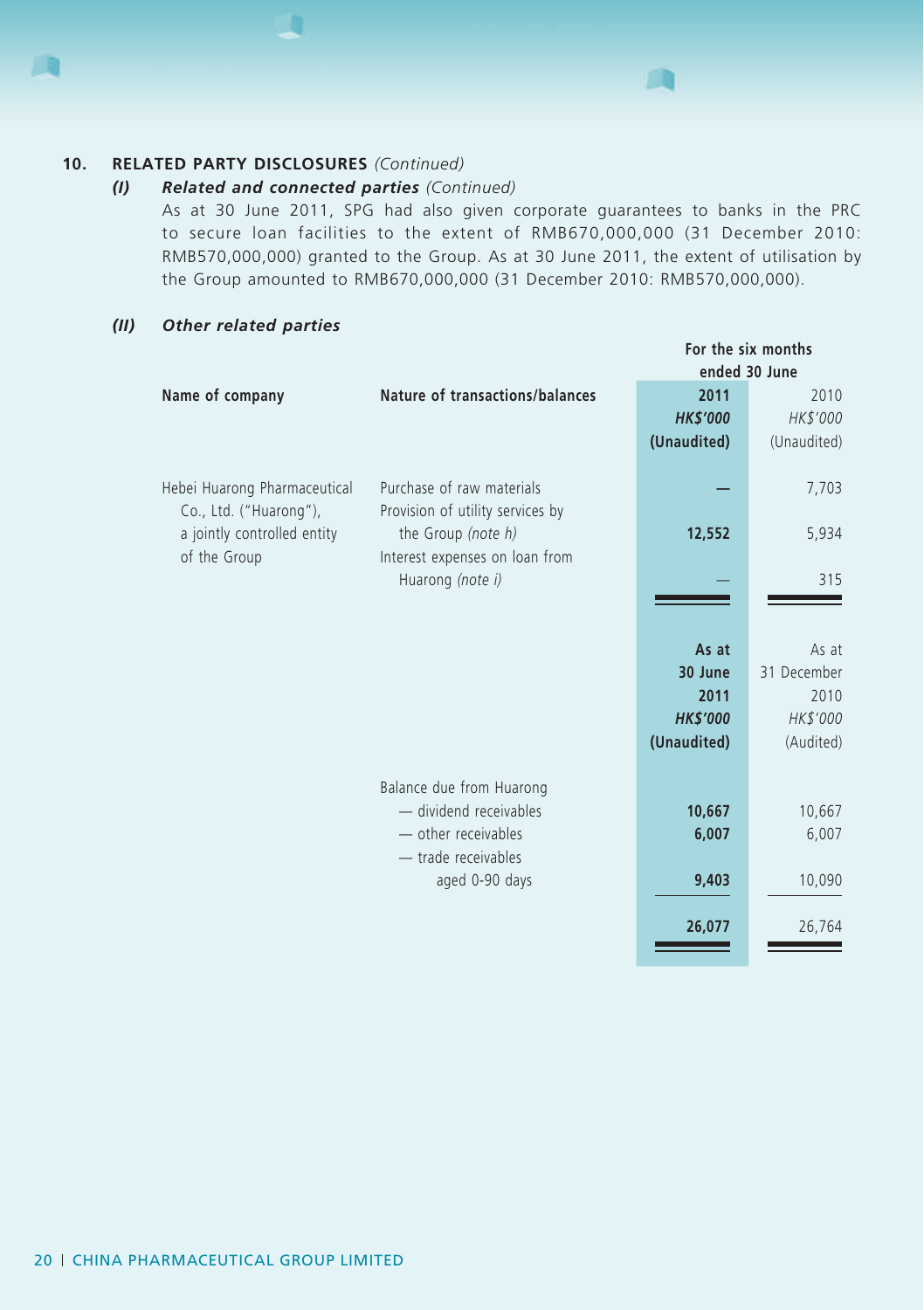## 10. RELATED PARTY DISCLOSURES *(Continued)*

### *(I) Related and connected parties (Continued)*

As at 30 June 2011, SPG had also given corporate guarantees to banks in the PRC to secure loan facilities to the extent of RMB670,000,000 (31 December 2010: RMB570,000,000) granted to the Group. As at 30 June 2011, the extent of utilisation by the Group amounted to RMB670,000,000 (31 December 2010: RMB570,000,000).

### *(II) Other related parties*

| Name of company | Nature of transactions/balances | For the six months ended 30 June 2011 HK$'000 (Unaudited) | For the six months ended 30 June 2010 HK$'000 (Unaudited) |
|---|---|---|---|
| Hebei Huarong Pharmaceutical Co., Ltd. ("Huarong"), a jointly controlled entity of the Group | Purchase of raw materials | — | 7,703 |
| | Provision of utility services by the Group *(note h)* | **12,552** | 5,934 |
| | Interest expenses on loan from Huarong *(note i)* | — | 315 |

| | | As at 30 June 2011 HK$'000 (Unaudited) | As at 31 December 2010 HK$'000 (Audited) |
|---|---|---|---|
| | Balance due from Huarong | | |
| | — dividend receivables | **10,667** | 10,667 |
| | — other receivables | **6,007** | 6,007 |
| | — trade receivables aged 0-90 days | **9,403** | 10,090 |
| | | **26,077** | 26,764 |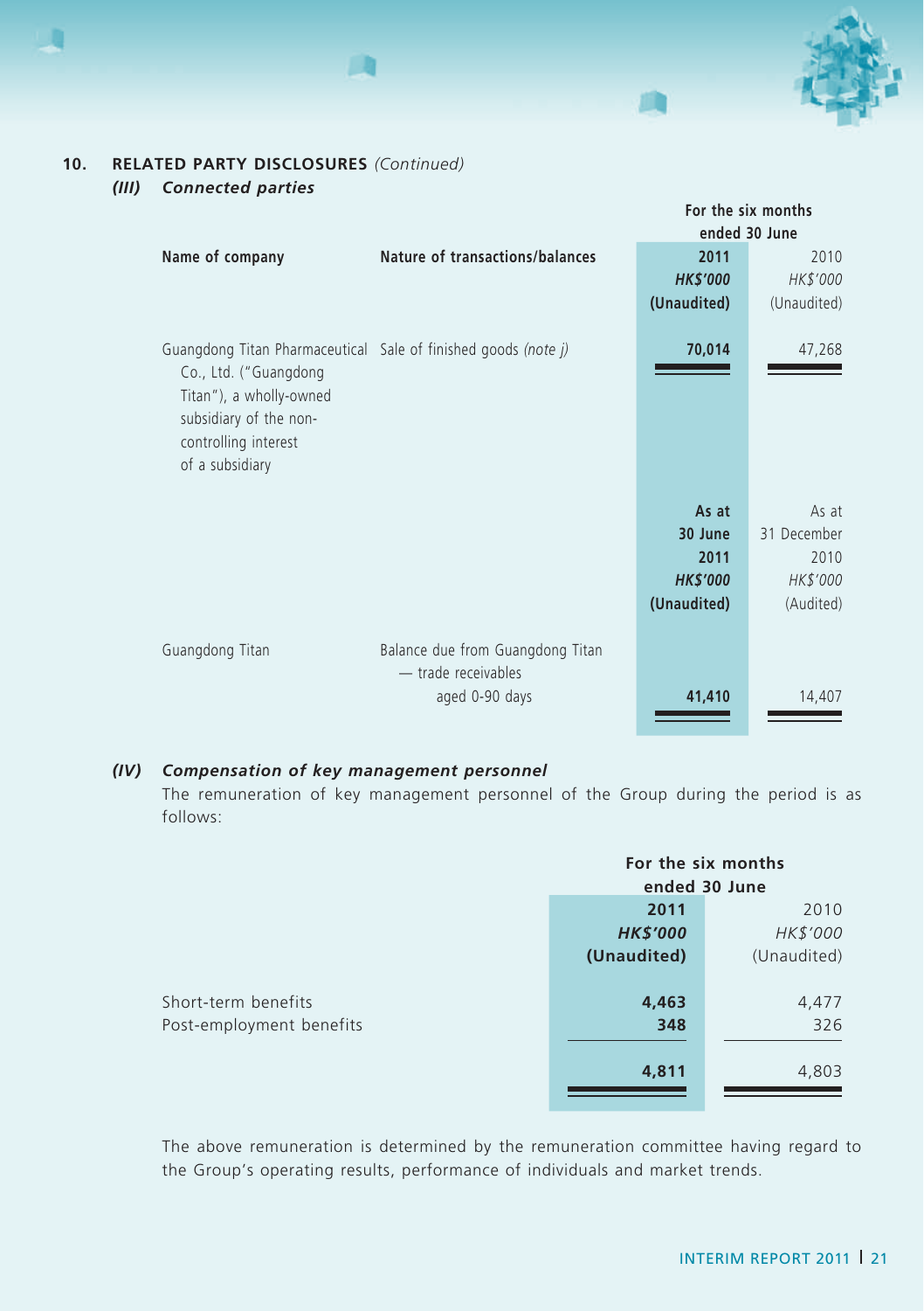## 10. RELATED PARTY DISCLOSURES *(Continued)*

### *(III) Connected parties*

| Name of company | Nature of transactions/balances | For the six months ended 30 June 2011 HK$'000 (Unaudited) | 2010 HK$'000 (Unaudited) |
|---|---|---|---|
| Guangdong Titan Pharmaceutical Co., Ltd. ("Guangdong Titan"), a wholly-owned subsidiary of the non-controlling interest of a subsidiary | Sale of finished goods *(note j)* | **70,014** | 47,268 |
| | | **As at 30 June 2011 HK$'000 (Unaudited)** | As at 31 December 2010 HK$'000 (Audited) |
| Guangdong Titan | Balance due from Guangdong Titan — trade receivables aged 0-90 days | **41,410** | 14,407 |

### *(IV) Compensation of key management personnel*

The remuneration of key management personnel of the Group during the period is as follows:

| | For the six months ended 30 June 2011 HK$'000 (Unaudited) | 2010 HK$'000 (Unaudited) |
|---|---|---|
| Short-term benefits | **4,463** | 4,477 |
| Post-employment benefits | **348** | 326 |
| | **4,811** | 4,803 |

The above remuneration is determined by the remuneration committee having regard to the Group's operating results, performance of individuals and market trends.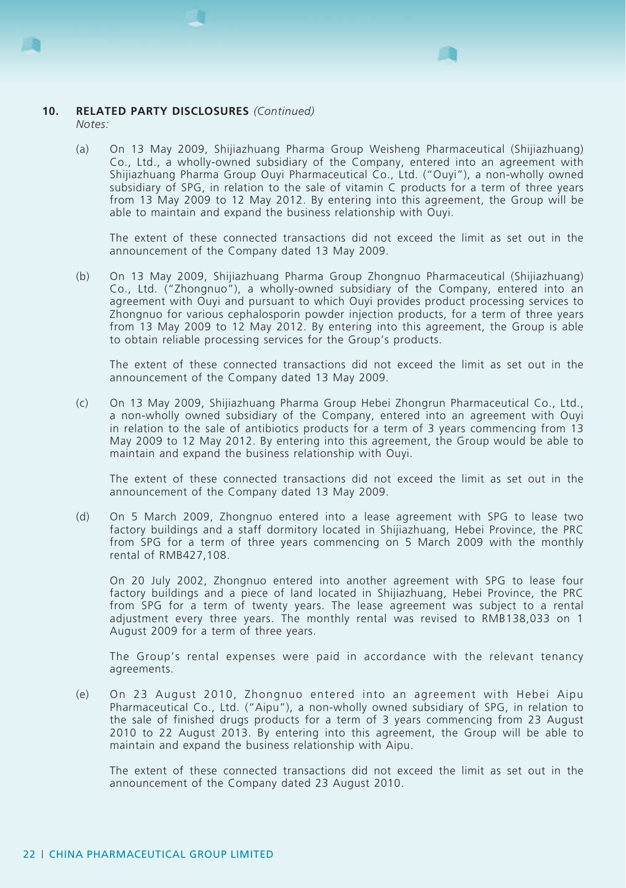**10. RELATED PARTY DISCLOSURES** *(Continued)*

*Notes:*

(a) On 13 May 2009, Shijiazhuang Pharma Group Weisheng Pharmaceutical (Shijiazhuang) Co., Ltd., a wholly-owned subsidiary of the Company, entered into an agreement with Shijiazhuang Pharma Group Ouyi Pharmaceutical Co., Ltd. ("Ouyi"), a non-wholly owned subsidiary of SPG, in relation to the sale of vitamin C products for a term of three years from 13 May 2009 to 12 May 2012. By entering into this agreement, the Group will be able to maintain and expand the business relationship with Ouyi.

The extent of these connected transactions did not exceed the limit as set out in the announcement of the Company dated 13 May 2009.

(b) On 13 May 2009, Shijiazhuang Pharma Group Zhongnuo Pharmaceutical (Shijiazhuang) Co., Ltd. ("Zhongnuo"), a wholly-owned subsidiary of the Company, entered into an agreement with Ouyi and pursuant to which Ouyi provides product processing services to Zhongnuo for various cephalosporin powder injection products, for a term of three years from 13 May 2009 to 12 May 2012. By entering into this agreement, the Group is able to obtain reliable processing services for the Group's products.

The extent of these connected transactions did not exceed the limit as set out in the announcement of the Company dated 13 May 2009.

(c) On 13 May 2009, Shijiazhuang Pharma Group Hebei Zhongrun Pharmaceutical Co., Ltd., a non-wholly owned subsidiary of the Company, entered into an agreement with Ouyi in relation to the sale of antibiotics products for a term of 3 years commencing from 13 May 2009 to 12 May 2012. By entering into this agreement, the Group would be able to maintain and expand the business relationship with Ouyi.

The extent of these connected transactions did not exceed the limit as set out in the announcement of the Company dated 13 May 2009.

(d) On 5 March 2009, Zhongnuo entered into a lease agreement with SPG to lease two factory buildings and a staff dormitory located in Shijiazhuang, Hebei Province, the PRC from SPG for a term of three years commencing on 5 March 2009 with the monthly rental of RMB427,108.

On 20 July 2002, Zhongnuo entered into another agreement with SPG to lease four factory buildings and a piece of land located in Shijiazhuang, Hebei Province, the PRC from SPG for a term of twenty years. The lease agreement was subject to a rental adjustment every three years. The monthly rental was revised to RMB138,033 on 1 August 2009 for a term of three years.

The Group's rental expenses were paid in accordance with the relevant tenancy agreements.

(e) On 23 August 2010, Zhongnuo entered into an agreement with Hebei Aipu Pharmaceutical Co., Ltd. ("Aipu"), a non-wholly owned subsidiary of SPG, in relation to the sale of finished drugs products for a term of 3 years commencing from 23 August 2010 to 22 August 2013. By entering into this agreement, the Group will be able to maintain and expand the business relationship with Aipu.

The extent of these connected transactions did not exceed the limit as set out in the announcement of the Company dated 23 August 2010.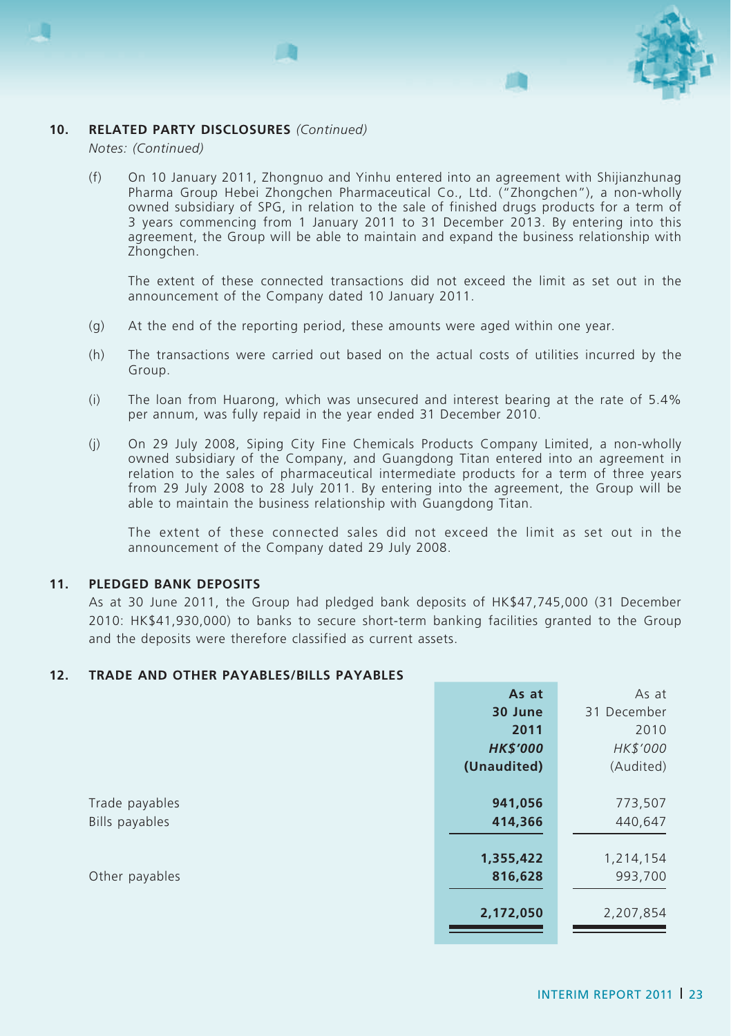## 10. RELATED PARTY DISCLOSURES *(Continued)*

*Notes: (Continued)*

(f) On 10 January 2011, Zhongnuo and Yinhu entered into an agreement with Shijianzhunag Pharma Group Hebei Zhongchen Pharmaceutical Co., Ltd. ("Zhongchen"), a non-wholly owned subsidiary of SPG, in relation to the sale of finished drugs products for a term of 3 years commencing from 1 January 2011 to 31 December 2013. By entering into this agreement, the Group will be able to maintain and expand the business relationship with Zhongchen.

The extent of these connected transactions did not exceed the limit as set out in the announcement of the Company dated 10 January 2011.

(g) At the end of the reporting period, these amounts were aged within one year.

(h) The transactions were carried out based on the actual costs of utilities incurred by the Group.

(i) The loan from Huarong, which was unsecured and interest bearing at the rate of 5.4% per annum, was fully repaid in the year ended 31 December 2010.

(j) On 29 July 2008, Siping City Fine Chemicals Products Company Limited, a non-wholly owned subsidiary of the Company, and Guangdong Titan entered into an agreement in relation to the sales of pharmaceutical intermediate products for a term of three years from 29 July 2008 to 28 July 2011. By entering into the agreement, the Group will be able to maintain the business relationship with Guangdong Titan.

The extent of these connected sales did not exceed the limit as set out in the announcement of the Company dated 29 July 2008.

## 11. PLEDGED BANK DEPOSITS

As at 30 June 2011, the Group had pledged bank deposits of HK$47,745,000 (31 December 2010: HK$41,930,000) to banks to secure short-term banking facilities granted to the Group and the deposits were therefore classified as current assets.

## 12. TRADE AND OTHER PAYABLES/BILLS PAYABLES

| | **As at 30 June 2011** | As at 31 December 2010 |
|---|---|---|
| | ***HK$'000*** | *HK$'000* |
| | **(Unaudited)** | (Audited) |
| Trade payables | **941,056** | 773,507 |
| Bills payables | **414,366** | 440,647 |
| | **1,355,422** | 1,214,154 |
| Other payables | **816,628** | 993,700 |
| | **2,172,050** | 2,207,854 |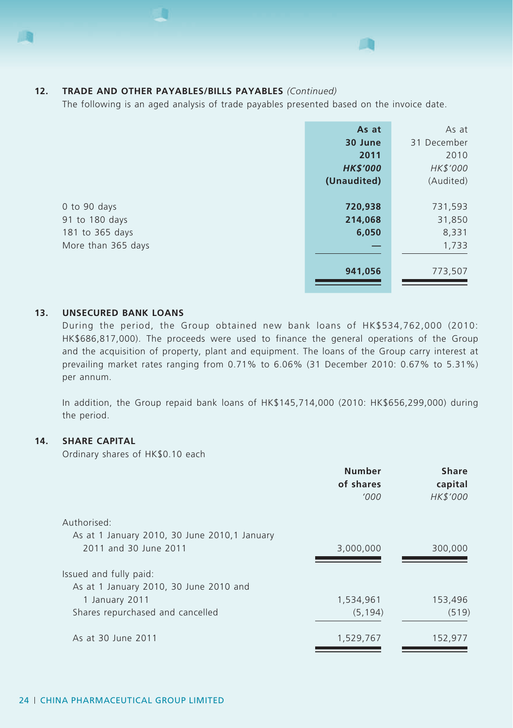## 12. TRADE AND OTHER PAYABLES/BILLS PAYABLES *(Continued)*

The following is an aged analysis of trade payables presented based on the invoice date.

| | **As at 30 June 2011** | As at 31 December 2010 |
|---|---|---|
| | ***HK$'000*** | *HK$'000* |
| | **(Unaudited)** | (Audited) |
| 0 to 90 days | **720,938** | 731,593 |
| 91 to 180 days | **214,068** | 31,850 |
| 181 to 365 days | **6,050** | 8,331 |
| More than 365 days | **—** | 1,733 |
| | **941,056** | 773,507 |

## 13. UNSECURED BANK LOANS

During the period, the Group obtained new bank loans of HK$534,762,000 (2010: HK$686,817,000). The proceeds were used to finance the general operations of the Group and the acquisition of property, plant and equipment. The loans of the Group carry interest at prevailing market rates ranging from 0.71% to 6.06% (31 December 2010: 0.67% to 5.31%) per annum.

In addition, the Group repaid bank loans of HK$145,714,000 (2010: HK$656,299,000) during the period.

## 14. SHARE CAPITAL

Ordinary shares of HK$0.10 each

| | **Number of shares** | **Share capital** |
|---|---|---|
| | *'000* | *HK$'000* |
| Authorised: | | |
| As at 1 January 2010, 30 June 2010,1 January 2011 and 30 June 2011 | 3,000,000 | 300,000 |
| Issued and fully paid: | | |
| As at 1 January 2010, 30 June 2010 and 1 January 2011 | 1,534,961 | 153,496 |
| Shares repurchased and cancelled | (5,194) | (519) |
| As at 30 June 2011 | 1,529,767 | 152,977 |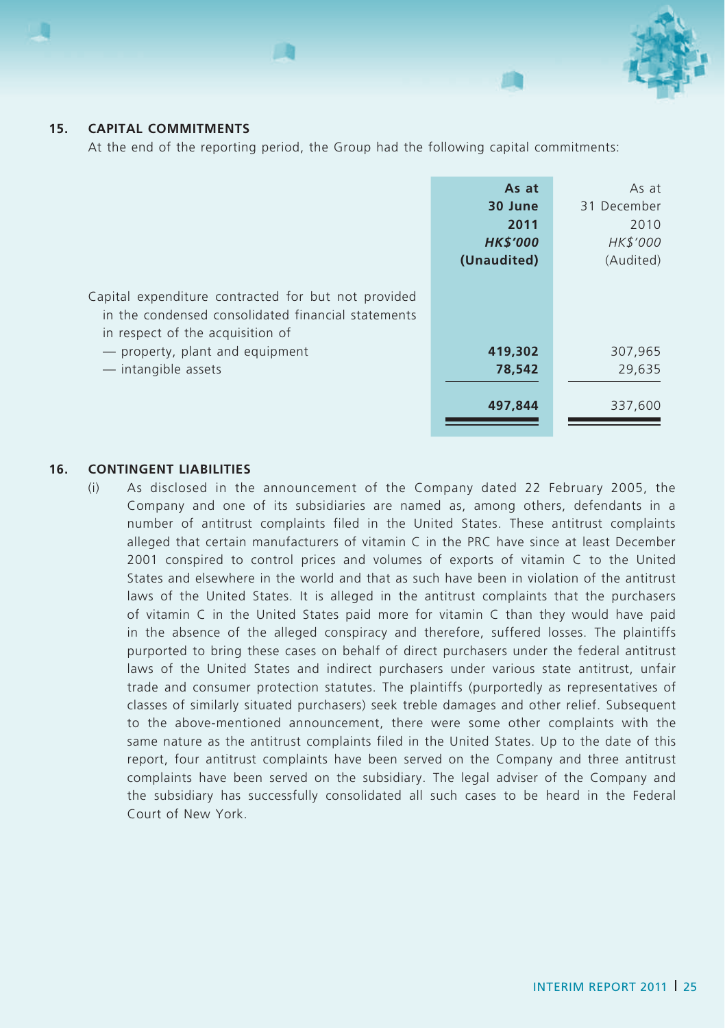## 15. CAPITAL COMMITMENTS

At the end of the reporting period, the Group had the following capital commitments:

| | **As at 30 June 2011** | As at 31 December 2010 |
|---|---|---|
| | ***HK$'000*** | *HK$'000* |
| | **(Unaudited)** | (Audited) |
| Capital expenditure contracted for but not provided in the condensed consolidated financial statements in respect of the acquisition of | | |
| — property, plant and equipment | **419,302** | 307,965 |
| — intangible assets | **78,542** | 29,635 |
| | **497,844** | 337,600 |

## 16. CONTINGENT LIABILITIES

(i) As disclosed in the announcement of the Company dated 22 February 2005, the Company and one of its subsidiaries are named as, among others, defendants in a number of antitrust complaints filed in the United States. These antitrust complaints alleged that certain manufacturers of vitamin C in the PRC have since at least December 2001 conspired to control prices and volumes of exports of vitamin C to the United States and elsewhere in the world and that as such have been in violation of the antitrust laws of the United States. It is alleged in the antitrust complaints that the purchasers of vitamin C in the United States paid more for vitamin C than they would have paid in the absence of the alleged conspiracy and therefore, suffered losses. The plaintiffs purported to bring these cases on behalf of direct purchasers under the federal antitrust laws of the United States and indirect purchasers under various state antitrust, unfair trade and consumer protection statutes. The plaintiffs (purportedly as representatives of classes of similarly situated purchasers) seek treble damages and other relief. Subsequent to the above-mentioned announcement, there were some other complaints with the same nature as the antitrust complaints filed in the United States. Up to the date of this report, four antitrust complaints have been served on the Company and three antitrust complaints have been served on the subsidiary. The legal adviser of the Company and the subsidiary has successfully consolidated all such cases to be heard in the Federal Court of New York.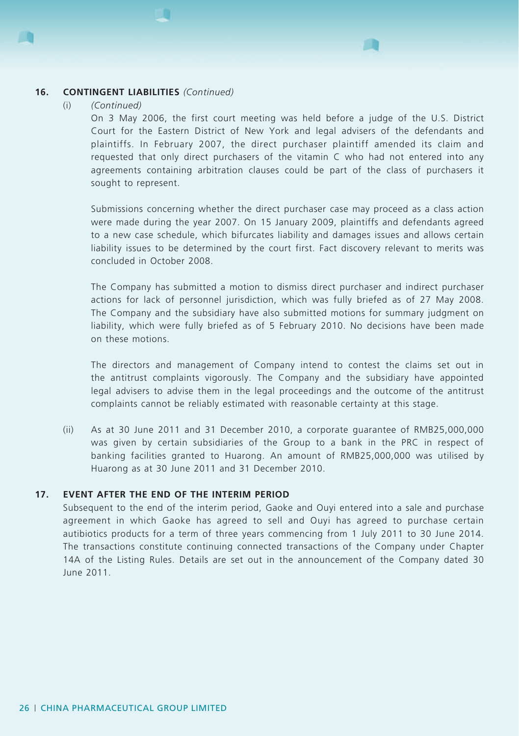## 16. CONTINGENT LIABILITIES *(Continued)*

(i) *(Continued)*

On 3 May 2006, the first court meeting was held before a judge of the U.S. District Court for the Eastern District of New York and legal advisers of the defendants and plaintiffs. In February 2007, the direct purchaser plaintiff amended its claim and requested that only direct purchasers of the vitamin C who had not entered into any agreements containing arbitration clauses could be part of the class of purchasers it sought to represent.

Submissions concerning whether the direct purchaser case may proceed as a class action were made during the year 2007. On 15 January 2009, plaintiffs and defendants agreed to a new case schedule, which bifurcates liability and damages issues and allows certain liability issues to be determined by the court first. Fact discovery relevant to merits was concluded in October 2008.

The Company has submitted a motion to dismiss direct purchaser and indirect purchaser actions for lack of personnel jurisdiction, which was fully briefed as of 27 May 2008. The Company and the subsidiary have also submitted motions for summary judgment on liability, which were fully briefed as of 5 February 2010. No decisions have been made on these motions.

The directors and management of Company intend to contest the claims set out in the antitrust complaints vigorously. The Company and the subsidiary have appointed legal advisers to advise them in the legal proceedings and the outcome of the antitrust complaints cannot be reliably estimated with reasonable certainty at this stage.

(ii) As at 30 June 2011 and 31 December 2010, a corporate guarantee of RMB25,000,000 was given by certain subsidiaries of the Group to a bank in the PRC in respect of banking facilities granted to Huarong. An amount of RMB25,000,000 was utilised by Huarong as at 30 June 2011 and 31 December 2010.

## 17. EVENT AFTER THE END OF THE INTERIM PERIOD

Subsequent to the end of the interim period, Gaoke and Ouyi entered into a sale and purchase agreement in which Gaoke has agreed to sell and Ouyi has agreed to purchase certain autibiotics products for a term of three years commencing from 1 July 2011 to 30 June 2014. The transactions constitute continuing connected transactions of the Company under Chapter 14A of the Listing Rules. Details are set out in the announcement of the Company dated 30 June 2011.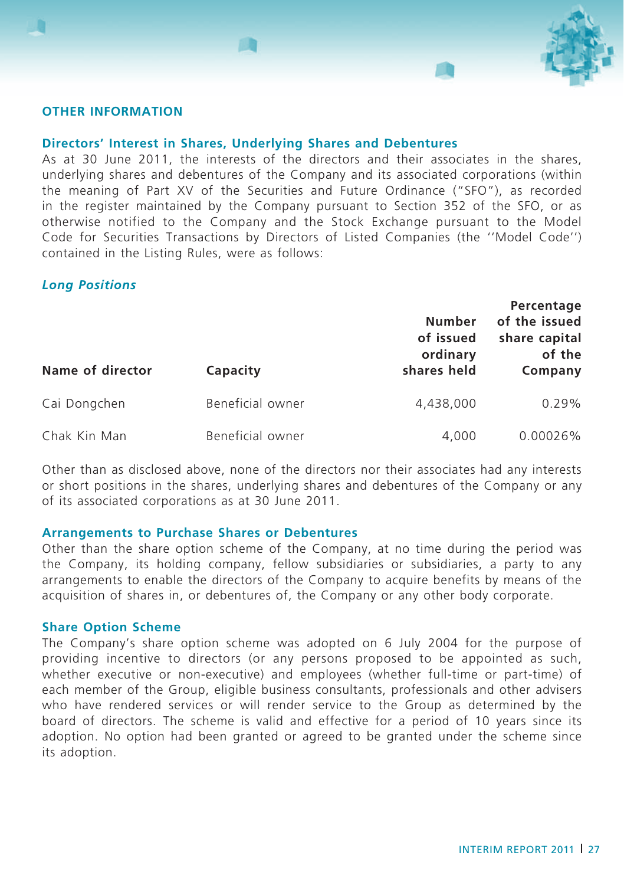## OTHER INFORMATION

### Directors' Interest in Shares, Underlying Shares and Debentures

As at 30 June 2011, the interests of the directors and their associates in the shares, underlying shares and debentures of the Company and its associated corporations (within the meaning of Part XV of the Securities and Future Ordinance ("SFO"), as recorded in the register maintained by the Company pursuant to Section 352 of the SFO, or as otherwise notified to the Company and the Stock Exchange pursuant to the Model Code for Securities Transactions by Directors of Listed Companies (the ''Model Code'') contained in the Listing Rules, were as follows:

*Long Positions*

| Name of director | Capacity | Number of issued ordinary shares held | Percentage of the issued share capital of the Company |
|---|---|---|---|
| Cai Dongchen | Beneficial owner | 4,438,000 | 0.29% |
| Chak Kin Man | Beneficial owner | 4,000 | 0.00026% |

Other than as disclosed above, none of the directors nor their associates had any interests or short positions in the shares, underlying shares and debentures of the Company or any of its associated corporations as at 30 June 2011.

### Arrangements to Purchase Shares or Debentures

Other than the share option scheme of the Company, at no time during the period was the Company, its holding company, fellow subsidiaries or subsidiaries, a party to any arrangements to enable the directors of the Company to acquire benefits by means of the acquisition of shares in, or debentures of, the Company or any other body corporate.

### Share Option Scheme

The Company's share option scheme was adopted on 6 July 2004 for the purpose of providing incentive to directors (or any persons proposed to be appointed as such, whether executive or non-executive) and employees (whether full-time or part-time) of each member of the Group, eligible business consultants, professionals and other advisers who have rendered services or will render service to the Group as determined by the board of directors. The scheme is valid and effective for a period of 10 years since its adoption. No option had been granted or agreed to be granted under the scheme since its adoption.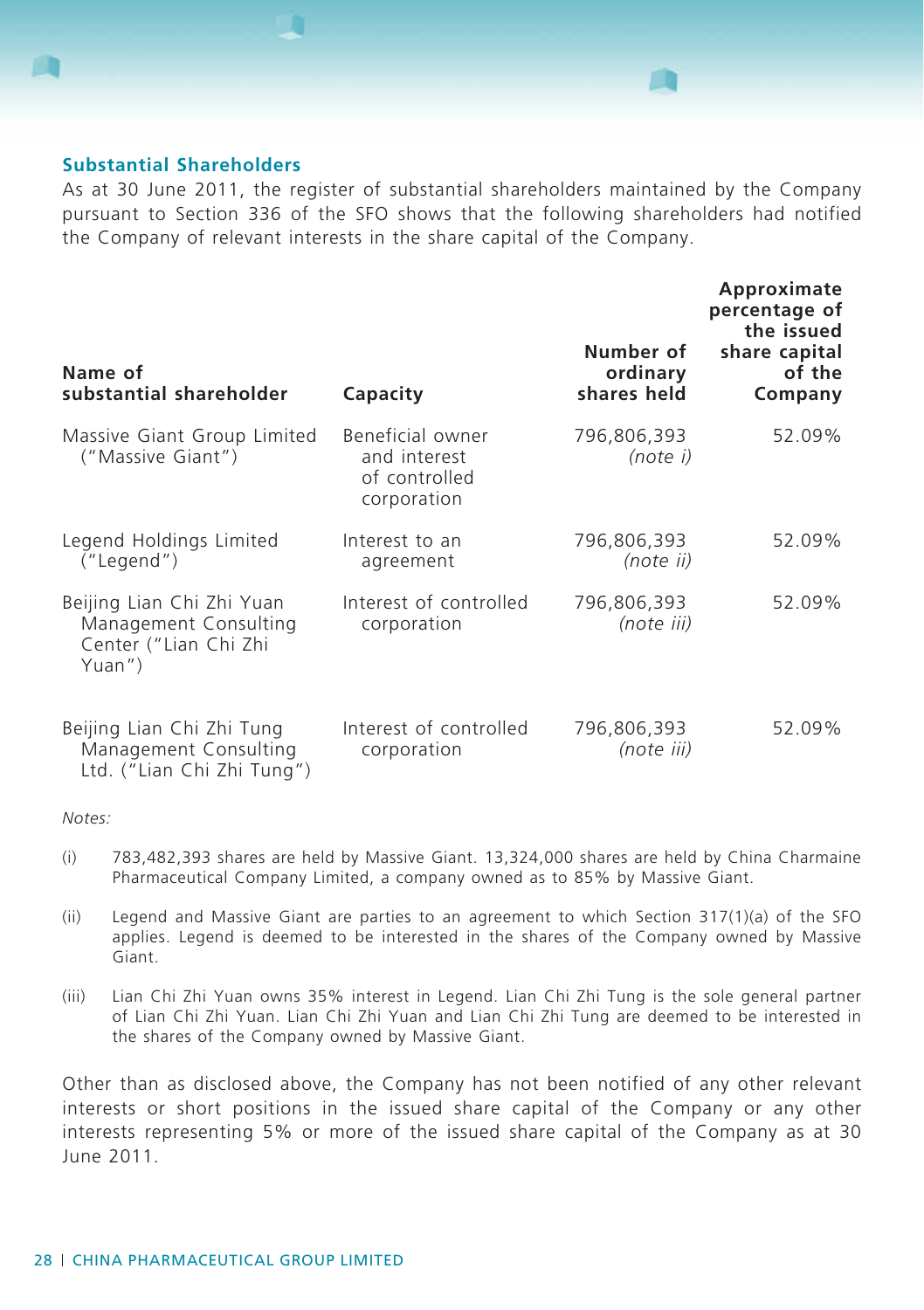## Substantial Shareholders

As at 30 June 2011, the register of substantial shareholders maintained by the Company pursuant to Section 336 of the SFO shows that the following shareholders had notified the Company of relevant interests in the share capital of the Company.

| Name of substantial shareholder | Capacity | Number of ordinary shares held | Approximate percentage of the issued share capital of the Company |
|---|---|---|---|
| Massive Giant Group Limited ("Massive Giant") | Beneficial owner and interest of controlled corporation | 796,806,393 *(note i)* | 52.09% |
| Legend Holdings Limited ("Legend") | Interest to an agreement | 796,806,393 *(note ii)* | 52.09% |
| Beijing Lian Chi Zhi Yuan Management Consulting Center ("Lian Chi Zhi Yuan") | Interest of controlled corporation | 796,806,393 *(note iii)* | 52.09% |
| Beijing Lian Chi Zhi Tung Management Consulting Ltd. ("Lian Chi Zhi Tung") | Interest of controlled corporation | 796,806,393 *(note iii)* | 52.09% |

*Notes:*

(i) 783,482,393 shares are held by Massive Giant. 13,324,000 shares are held by China Charmaine Pharmaceutical Company Limited, a company owned as to 85% by Massive Giant.

(ii) Legend and Massive Giant are parties to an agreement to which Section 317(1)(a) of the SFO applies. Legend is deemed to be interested in the shares of the Company owned by Massive Giant.

(iii) Lian Chi Zhi Yuan owns 35% interest in Legend. Lian Chi Zhi Tung is the sole general partner of Lian Chi Zhi Yuan. Lian Chi Zhi Yuan and Lian Chi Zhi Tung are deemed to be interested in the shares of the Company owned by Massive Giant.

Other than as disclosed above, the Company has not been notified of any other relevant interests or short positions in the issued share capital of the Company or any other interests representing 5% or more of the issued share capital of the Company as at 30 June 2011.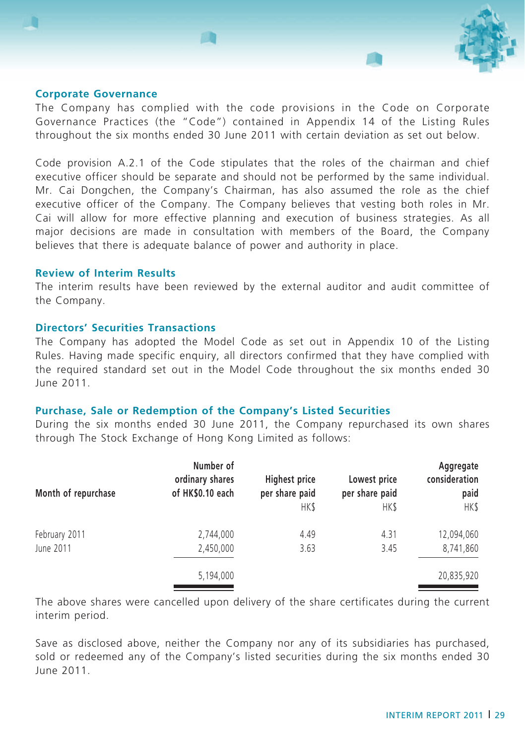## Corporate Governance

The Company has complied with the code provisions in the Code on Corporate Governance Practices (the "Code") contained in Appendix 14 of the Listing Rules throughout the six months ended 30 June 2011 with certain deviation as set out below.

Code provision A.2.1 of the Code stipulates that the roles of the chairman and chief executive officer should be separate and should not be performed by the same individual. Mr. Cai Dongchen, the Company's Chairman, has also assumed the role as the chief executive officer of the Company. The Company believes that vesting both roles in Mr. Cai will allow for more effective planning and execution of business strategies. As all major decisions are made in consultation with members of the Board, the Company believes that there is adequate balance of power and authority in place.

## Review of Interim Results

The interim results have been reviewed by the external auditor and audit committee of the Company.

## Directors' Securities Transactions

The Company has adopted the Model Code as set out in Appendix 10 of the Listing Rules. Having made specific enquiry, all directors confirmed that they have complied with the required standard set out in the Model Code throughout the six months ended 30 June 2011.

## Purchase, Sale or Redemption of the Company's Listed Securities

During the six months ended 30 June 2011, the Company repurchased its own shares through The Stock Exchange of Hong Kong Limited as follows:

| Month of repurchase | Number of ordinary shares of HK$0.10 each | Highest price per share paid HK$ | Lowest price per share paid HK$ | Aggregate consideration paid HK$ |
|---|---|---|---|---|
| February 2011 | 2,744,000 | 4.49 | 4.31 | 12,094,060 |
| June 2011 | 2,450,000 | 3.63 | 3.45 | 8,741,860 |
| | 5,194,000 | | | 20,835,920 |

The above shares were cancelled upon delivery of the share certificates during the current interim period.

Save as disclosed above, neither the Company nor any of its subsidiaries has purchased, sold or redeemed any of the Company's listed securities during the six months ended 30 June 2011.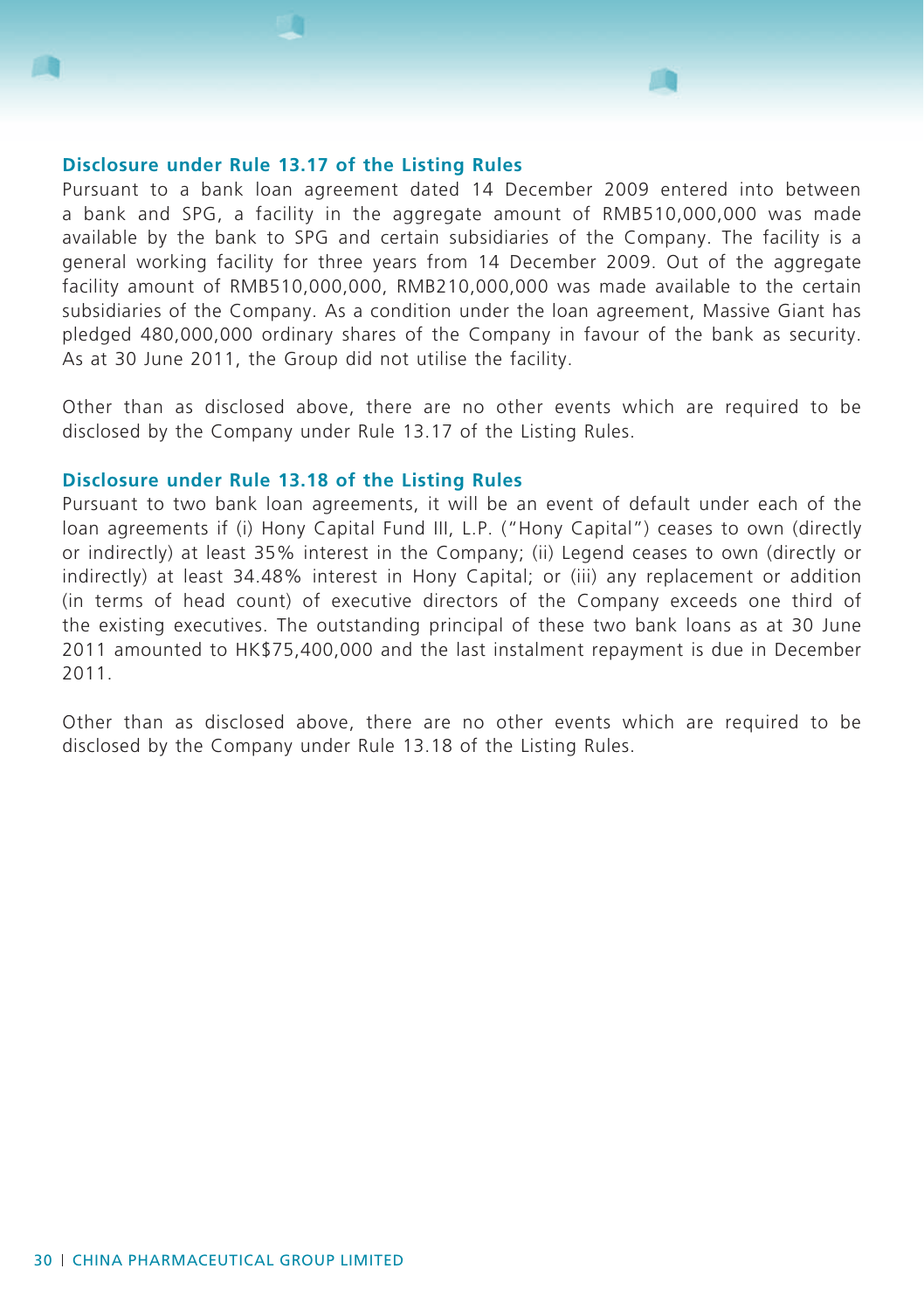### Disclosure under Rule 13.17 of the Listing Rules

Pursuant to a bank loan agreement dated 14 December 2009 entered into between a bank and SPG, a facility in the aggregate amount of RMB510,000,000 was made available by the bank to SPG and certain subsidiaries of the Company. The facility is a general working facility for three years from 14 December 2009. Out of the aggregate facility amount of RMB510,000,000, RMB210,000,000 was made available to the certain subsidiaries of the Company. As a condition under the loan agreement, Massive Giant has pledged 480,000,000 ordinary shares of the Company in favour of the bank as security. As at 30 June 2011, the Group did not utilise the facility.

Other than as disclosed above, there are no other events which are required to be disclosed by the Company under Rule 13.17 of the Listing Rules.

### Disclosure under Rule 13.18 of the Listing Rules

Pursuant to two bank loan agreements, it will be an event of default under each of the loan agreements if (i) Hony Capital Fund III, L.P. ("Hony Capital") ceases to own (directly or indirectly) at least 35% interest in the Company; (ii) Legend ceases to own (directly or indirectly) at least 34.48% interest in Hony Capital; or (iii) any replacement or addition (in terms of head count) of executive directors of the Company exceeds one third of the existing executives. The outstanding principal of these two bank loans as at 30 June 2011 amounted to HK$75,400,000 and the last instalment repayment is due in December 2011.

Other than as disclosed above, there are no other events which are required to be disclosed by the Company under Rule 13.18 of the Listing Rules.